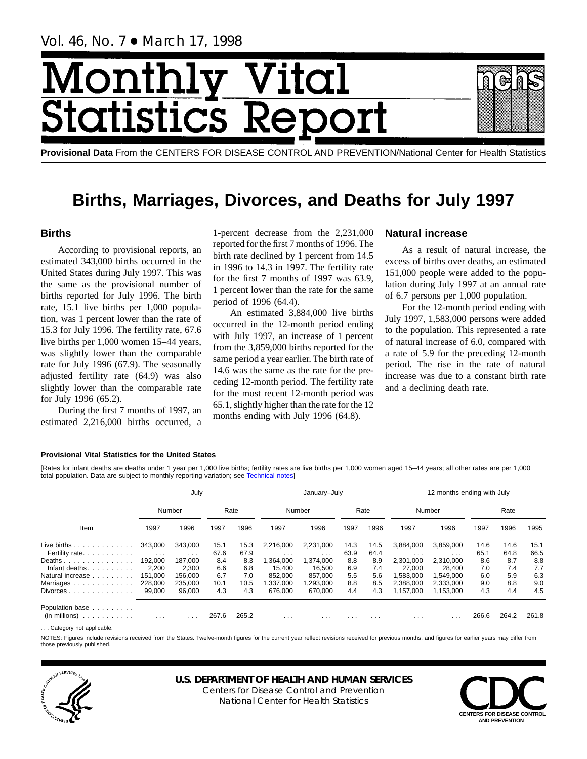Vol. 46, No. 7 • March 17, 1998

# Monthly Vital Statistics Report

**Provisional Data** From the CENTERS FOR DISEASE CONTROL AND PREVENTION/National Center for Health Statistics

# Births, Marriages, Divorces, and Deaths for July 1997

## Births

According to provisional reports, an estimated 343,000 births occurred in the United States during July 1997. This was the same as the provisional number of births reported for July 1996. The birth rate, 15.1 live births per 1,000 population, was 1 percent lower than the rate of 15.3 for July 1996. The fertility rate, 67.6 live births per 1,000 women 15–44 years, was slightly lower than the comparable rate for July 1996 (67.9). The seasonally adjusted fertility rate (64.9) was also slightly lower than the comparable rate for July 1996 (65.2).

During the first 7 months of 1997, an estimated 2,216,000 births occurred, a 1-percent decrease from the 2,231,000 reported for the first 7 months of 1996. The birth rate declined by 1 percent from 14.5 in 1996 to 14.3 in 1997. The fertility rate for the first 7 months of 1997 was 63.9, 1 percent lower than the rate for the same period of 1996 (64.4).

An estimated 3,884,000 live births occurred in the 12-month period ending with July 1997, an increase of 1 percent from the 3,859,000 births reported for the same period a year earlier. The birth rate of 14.6 was the same as the rate for the preceding 12-month period. The fertility rate for the most recent 12-month period was 65.1, slightly higher than the rate for the 12 months ending with July 1996 (64.8).

## Natural increase

As a result of natural increase, the excess of births over deaths, an estimated 151,000 people were added to the population during July 1997 at an annual rate of 6.7 persons per 1,000 population.

For the 12-month period ending with July 1997, 1,583,000 persons were added to the population. This represented a rate of natural increase of 6.0, compared with a rate of 5.9 for the preceding 12-month period. The rise in the rate of natural increase was due to a constant birth rate and a declining death rate.

**Provisional Vital Statistics for the United States**

[Rates for infant deaths are deaths under 1 year per 1,000 live births; fertility rates are live births per 1,000 women aged 15–44 years; all other rates are per 1,000 total population. Data are subject to monthly reporting variation; see Technical notes]

| Item | July | | | | January–July | | | | 12 months ending with July | | | | |
|---|---|---|---|---|---|---|---|---|---|---|---|---|---|
| | Number | | Rate | | Number | | Rate | | Number | | Rate | | |
| | 1997 | 1996 | 1997 | 1996 | 1997 | 1996 | 1997 | 1996 | 1997 | 1996 | 1997 | 1996 | 1995 |
| Live births | 343,000 | 343,000 | 15.1 | 15.3 | 2,216,000 | 2,231,000 | 14.3 | 14.5 | 3,884,000 | 3,859,000 | 14.6 | 14.6 | 15.1 |
| Fertility rate | . . . | . . . | 67.6 | 67.9 | . . . | . . . | 63.9 | 64.4 | . . . | . . . | 65.1 | 64.8 | 66.5 |
| Deaths | 192,000 | 187,000 | 8.4 | 8.3 | 1,364,000 | 1,374,000 | 8.8 | 8.9 | 2,301,000 | 2,310,000 | 8.6 | 8.7 | 8.8 |
| Infant deaths | 2,200 | 2,300 | 6.6 | 6.8 | 15,400 | 16,500 | 6.9 | 7.4 | 27,000 | 28,400 | 7.0 | 7.4 | 7.7 |
| Natural increase | 151,000 | 156,000 | 6.7 | 7.0 | 852,000 | 857,000 | 5.5 | 5.6 | 1,583,000 | 1,549,000 | 6.0 | 5.9 | 6.3 |
| Marriages | 228,000 | 235,000 | 10.1 | 10.5 | 1,337,000 | 1,293,000 | 8.8 | 8.5 | 2,388,000 | 2,333,000 | 9.0 | 8.8 | 9.0 |
| Divorces | 99,000 | 96,000 | 4.3 | 4.3 | 676,000 | 670,000 | 4.4 | 4.3 | 1,157,000 | 1,153,000 | 4.3 | 4.4 | 4.5 |
| Population base (in millions) | . . . | . . . | 267.6 | 265.2 | . . . | . . . | . . . | . . . | . . . | . . . | 266.6 | 264.2 | 261.8 |

. . . Category not applicable.

NOTES: Figures include revisions received from the States. Twelve-month figures for the current year reflect revisions received for previous months, and figures for earlier years may differ from those previously published.

**U.S. DEPARTMENT OF HEALTH AND HUMAN SERVICES**
Centers for Disease Control and Prevention
National Center for Health Statistics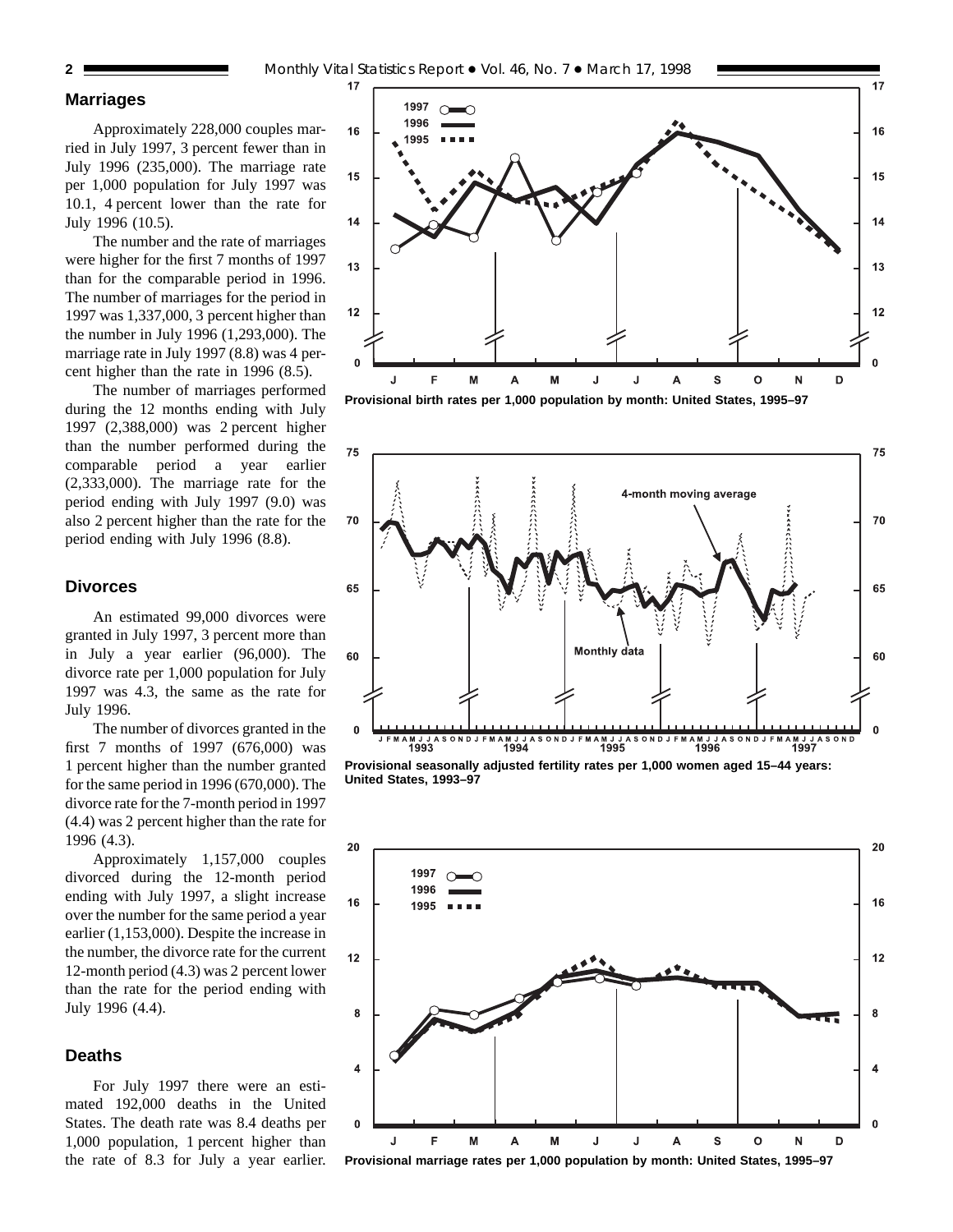## Marriages

Approximately 228,000 couples married in July 1997, 3 percent fewer than in July 1996 (235,000). The marriage rate per 1,000 population for July 1997 was 10.1, 4 percent lower than the rate for July 1996 (10.5).

The number and the rate of marriages were higher for the first 7 months of 1997 than for the comparable period in 1996. The number of marriages for the period in 1997 was 1,337,000, 3 percent higher than the number in July 1996 (1,293,000). The marriage rate in July 1997 (8.8) was 4 percent higher than the rate in 1996 (8.5).

The number of marriages performed during the 12 months ending with July 1997 (2,388,000) was 2 percent higher than the number performed during the comparable period a year earlier (2,333,000). The marriage rate for the period ending with July 1997 (9.0) was also 2 percent higher than the rate for the period ending with July 1996 (8.8).

## Divorces

An estimated 99,000 divorces were granted in July 1997, 3 percent more than in July a year earlier (96,000). The divorce rate per 1,000 population for July 1997 was 4.3, the same as the rate for July 1996.

The number of divorces granted in the first 7 months of 1997 (676,000) was 1 percent higher than the number granted for the same period in 1996 (670,000). The divorce rate for the 7-month period in 1997 (4.4) was 2 percent higher than the rate for 1996 (4.3).

Approximately 1,157,000 couples divorced during the 12-month period ending with July 1997, a slight increase over the number for the same period a year earlier (1,153,000). Despite the increase in the number, the divorce rate for the current 12-month period (4.3) was 2 percent lower than the rate for the period ending with July 1996 (4.4).

## Deaths

For July 1997 there were an estimated 192,000 deaths in the United States. The death rate was 8.4 deaths per 1,000 population, 1 percent higher than the rate of 8.3 for July a year earlier.

Provisional birth rates per 1,000 population by month: United States, 1995–97

Provisional seasonally adjusted fertility rates per 1,000 women aged 15–44 years: United States, 1993–97

Provisional marriage rates per 1,000 population by month: United States, 1995–97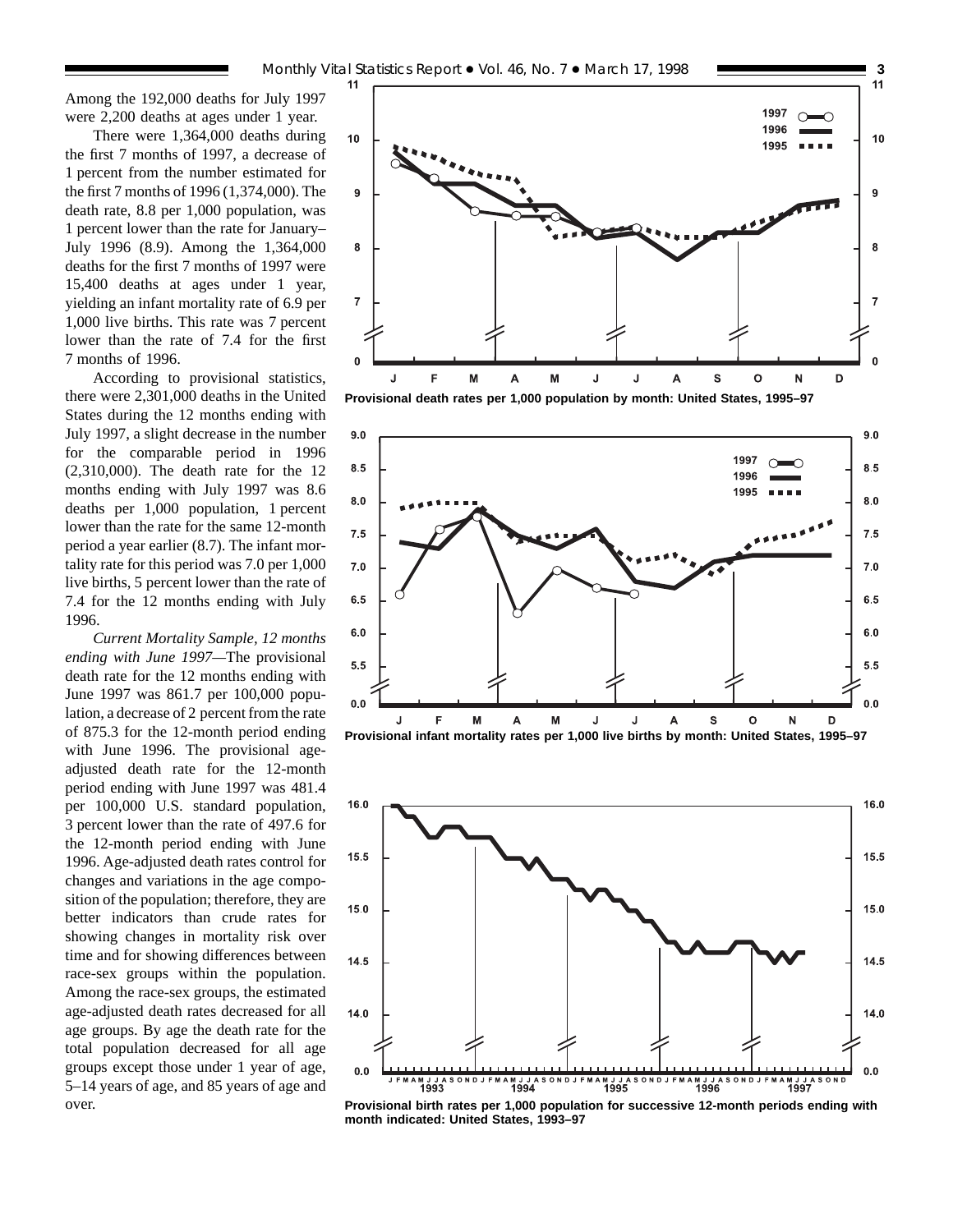Among the 192,000 deaths for July 1997 were 2,200 deaths at ages under 1 year.

There were 1,364,000 deaths during the first 7 months of 1997, a decrease of 1 percent from the number estimated for the first 7 months of 1996 (1,374,000). The death rate, 8.8 per 1,000 population, was 1 percent lower than the rate for January–July 1996 (8.9). Among the 1,364,000 deaths for the first 7 months of 1997 were 15,400 deaths at ages under 1 year, yielding an infant mortality rate of 6.9 per 1,000 live births. This rate was 7 percent lower than the rate of 7.4 for the first 7 months of 1996.

According to provisional statistics, there were 2,301,000 deaths in the United States during the 12 months ending with July 1997, a slight decrease in the number for the comparable period in 1996 (2,310,000). The death rate for the 12 months ending with July 1997 was 8.6 deaths per 1,000 population, 1 percent lower than the rate for the same 12-month period a year earlier (8.7). The infant mortality rate for this period was 7.0 per 1,000 live births, 5 percent lower than the rate of 7.4 for the 12 months ending with July 1996.

*Current Mortality Sample, 12 months ending with June 1997*—The provisional death rate for the 12 months ending with June 1997 was 861.7 per 100,000 population, a decrease of 2 percent from the rate of 875.3 for the 12-month period ending with June 1996. The provisional age-adjusted death rate for the 12-month period ending with June 1997 was 481.4 per 100,000 U.S. standard population, 3 percent lower than the rate of 497.6 for the 12-month period ending with June 1996. Age-adjusted death rates control for changes and variations in the age composition of the population; therefore, they are better indicators than crude rates for showing changes in mortality risk over time and for showing differences between race-sex groups within the population. Among the race-sex groups, the estimated age-adjusted death rates decreased for all age groups. By age the death rate for the total population decreased for all age groups except those under 1 year of age, 5–14 years of age, and 85 years of age and over.

**Provisional death rates per 1,000 population by month: United States, 1995–97**

**Provisional infant mortality rates per 1,000 live births by month: United States, 1995–97**

**Provisional birth rates per 1,000 population for successive 12-month periods ending with month indicated: United States, 1993–97**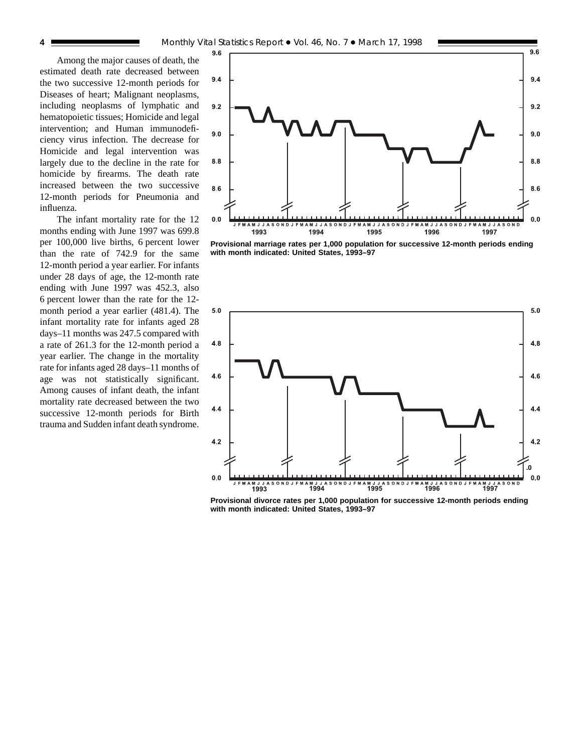Among the major causes of death, the estimated death rate decreased between the two successive 12-month periods for Diseases of heart; Malignant neoplasms, including neoplasms of lymphatic and hematopoietic tissues; Homicide and legal intervention; and Human immunodeficiency virus infection. The decrease for Homicide and legal intervention was largely due to the decline in the rate for homicide by firearms. The death rate increased between the two successive 12-month periods for Pneumonia and influenza.

The infant mortality rate for the 12 months ending with June 1997 was 699.8 per 100,000 live births, 6 percent lower than the rate of 742.9 for the same 12-month period a year earlier. For infants under 28 days of age, the 12-month rate ending with June 1997 was 452.3, also 6 percent lower than the rate for the 12-month period a year earlier (481.4). The infant mortality rate for infants aged 28 days–11 months was 247.5 compared with a rate of 261.3 for the 12-month period a year earlier. The change in the mortality rate for infants aged 28 days–11 months of age was not statistically significant. Among causes of infant death, the infant mortality rate decreased between the two successive 12-month periods for Birth trauma and Sudden infant death syndrome.

**Provisional marriage rates per 1,000 population for successive 12-month periods ending with month indicated: United States, 1993–97**

**Provisional divorce rates per 1,000 population for successive 12-month periods ending with month indicated: United States, 1993–97**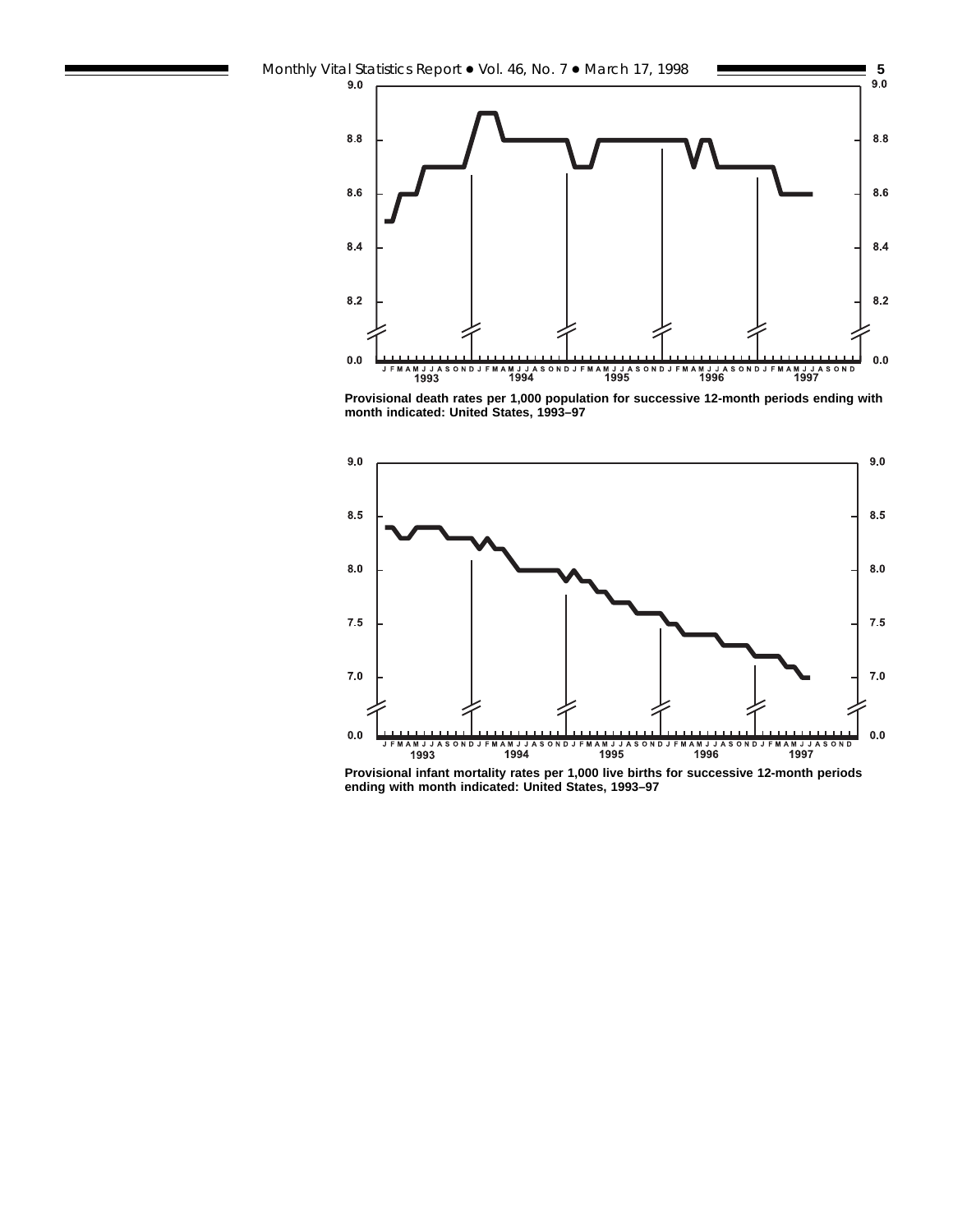Provisional death rates per 1,000 population for successive 12-month periods ending with month indicated: United States, 1993–97

Provisional infant mortality rates per 1,000 live births for successive 12-month periods ending with month indicated: United States, 1993–97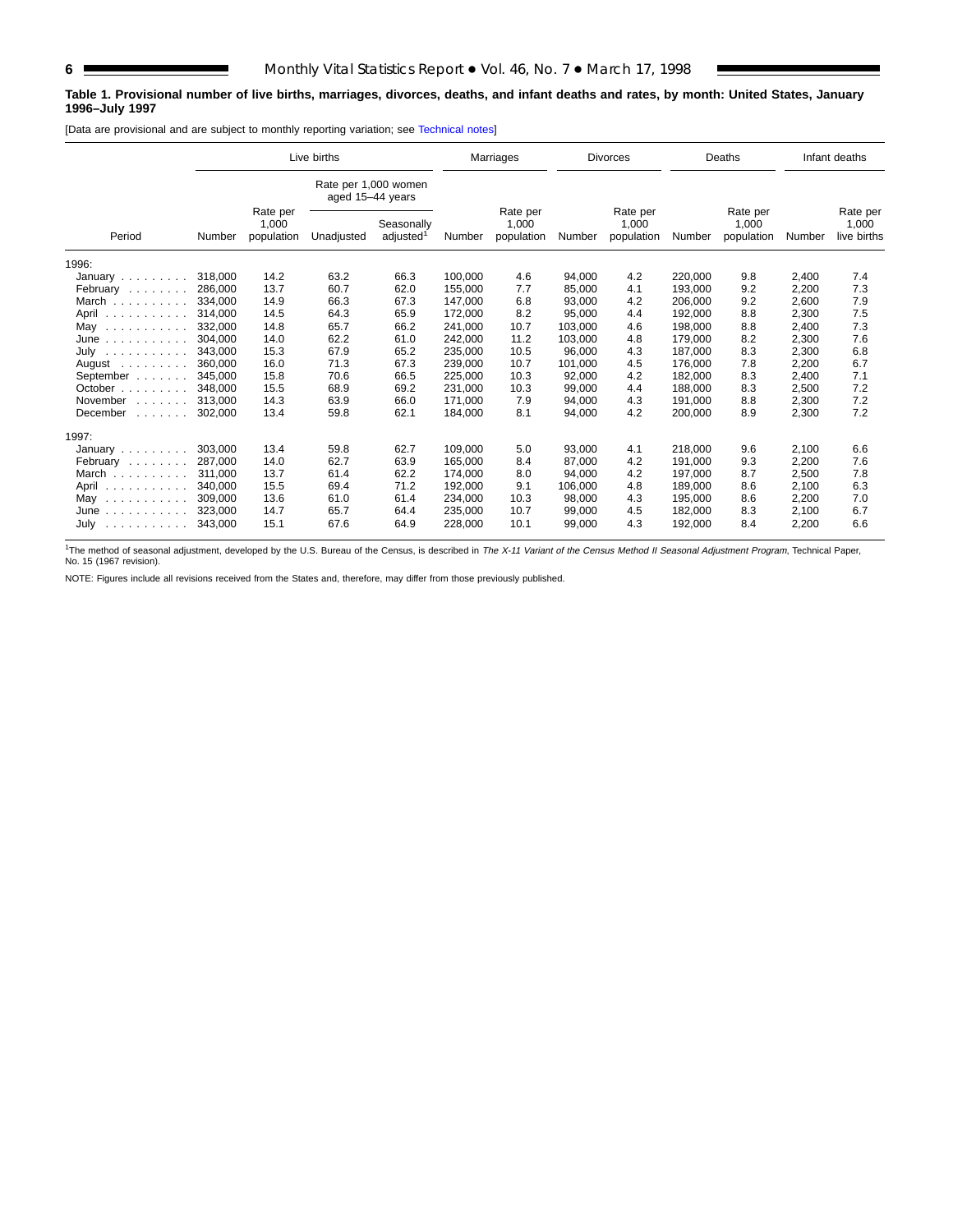**Table 1. Provisional number of live births, marriages, divorces, deaths, and infant deaths and rates, by month: United States, January 1996–July 1997**

[Data are provisional and are subject to monthly reporting variation; see Technical notes]

| Period | Live births | | | | Marriages | | Divorces | | Deaths | | Infant deaths | |
|---|---|---|---|---|---|---|---|---|---|---|---|---|
| | | | Rate per 1,000 women aged 15–44 years | | | | | | | | | |
| | Number | Rate per 1,000 population | Unadjusted | Seasonally adjusted[1] | Number | Rate per 1,000 population | Number | Rate per 1,000 population | Number | Rate per 1,000 population | Number | Rate per 1,000 live births |
| **1996:** | | | | | | | | | | | | |
| January | 318,000 | 14.2 | 63.2 | 66.3 | 100,000 | 4.6 | 94,000 | 4.2 | 220,000 | 9.8 | 2,400 | 7.4 |
| February | 286,000 | 13.7 | 60.7 | 62.0 | 155,000 | 7.7 | 85,000 | 4.1 | 193,000 | 9.2 | 2,200 | 7.3 |
| March | 334,000 | 14.9 | 66.3 | 67.3 | 147,000 | 6.8 | 93,000 | 4.2 | 206,000 | 9.2 | 2,600 | 7.9 |
| April | 314,000 | 14.5 | 64.3 | 65.9 | 172,000 | 8.2 | 95,000 | 4.4 | 192,000 | 8.8 | 2,300 | 7.5 |
| May | 332,000 | 14.8 | 65.7 | 66.2 | 241,000 | 10.7 | 103,000 | 4.6 | 198,000 | 8.8 | 2,400 | 7.3 |
| June | 304,000 | 14.0 | 62.2 | 61.0 | 242,000 | 11.2 | 103,000 | 4.8 | 179,000 | 8.2 | 2,300 | 7.6 |
| July | 343,000 | 15.3 | 67.9 | 65.2 | 235,000 | 10.5 | 96,000 | 4.3 | 187,000 | 8.3 | 2,300 | 6.8 |
| August | 360,000 | 16.0 | 71.3 | 67.3 | 239,000 | 10.7 | 101,000 | 4.5 | 176,000 | 7.8 | 2,200 | 6.7 |
| September | 345,000 | 15.8 | 70.6 | 66.5 | 225,000 | 10.3 | 92,000 | 4.2 | 182,000 | 8.3 | 2,400 | 7.1 |
| October | 348,000 | 15.5 | 68.9 | 69.2 | 231,000 | 10.3 | 99,000 | 4.4 | 188,000 | 8.3 | 2,500 | 7.2 |
| November | 313,000 | 14.3 | 63.9 | 66.0 | 171,000 | 7.9 | 94,000 | 4.3 | 191,000 | 8.8 | 2,300 | 7.2 |
| December | 302,000 | 13.4 | 59.8 | 62.1 | 184,000 | 8.1 | 94,000 | 4.2 | 200,000 | 8.9 | 2,300 | 7.2 |
| **1997:** | | | | | | | | | | | | |
| January | 303,000 | 13.4 | 59.8 | 62.7 | 109,000 | 5.0 | 93,000 | 4.1 | 218,000 | 9.6 | 2,100 | 6.6 |
| February | 287,000 | 14.0 | 62.7 | 63.9 | 165,000 | 8.4 | 87,000 | 4.2 | 191,000 | 9.3 | 2,200 | 7.6 |
| March | 311,000 | 13.7 | 61.4 | 62.2 | 174,000 | 8.0 | 94,000 | 4.2 | 197,000 | 8.7 | 2,500 | 7.8 |
| April | 340,000 | 15.5 | 69.4 | 71.2 | 192,000 | 9.1 | 106,000 | 4.8 | 189,000 | 8.6 | 2,100 | 6.3 |
| May | 309,000 | 13.6 | 61.0 | 61.4 | 234,000 | 10.3 | 98,000 | 4.3 | 195,000 | 8.6 | 2,200 | 7.0 |
| June | 323,000 | 14.7 | 65.7 | 64.4 | 235,000 | 10.7 | 99,000 | 4.5 | 182,000 | 8.3 | 2,100 | 6.7 |
| July | 343,000 | 15.1 | 67.6 | 64.9 | 228,000 | 10.1 | 99,000 | 4.3 | 192,000 | 8.4 | 2,200 | 6.6 |

[1]The method of seasonal adjustment, developed by the U.S. Bureau of the Census, is described in *The X-11 Variant of the Census Method II Seasonal Adjustment Program*, Technical Paper, No. 15 (1967 revision).

NOTE: Figures include all revisions received from the States and, therefore, may differ from those previously published.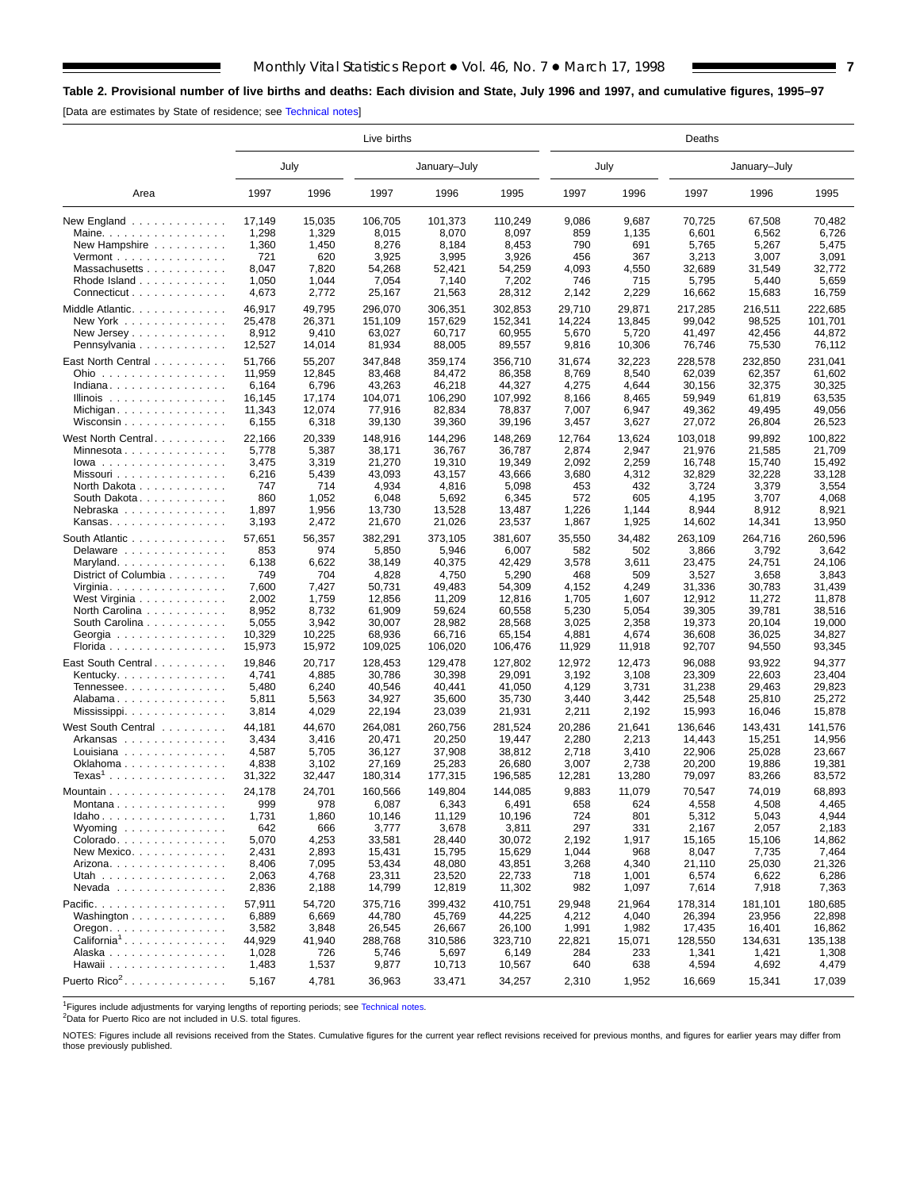**Table 2. Provisional number of live births and deaths: Each division and State, July 1996 and 1997, and cumulative figures, 1995–97**

[Data are estimates by State of residence; see Technical notes]

| Area | Live births | | | | | Deaths | | | | |
|---|---|---|---|---|---|---|---|---|---|---|
| | July | | January–July | | | July | | January–July | | |
| | 1997 | 1996 | 1997 | 1996 | 1995 | 1997 | 1996 | 1997 | 1996 | 1995 |
| New England | 17,149 | 15,035 | 106,705 | 101,373 | 110,249 | 9,086 | 9,687 | 70,725 | 67,508 | 70,482 |
| Maine | 1,298 | 1,329 | 8,015 | 8,070 | 8,097 | 859 | 1,135 | 6,601 | 6,562 | 6,726 |
| New Hampshire | 1,360 | 1,450 | 8,276 | 8,184 | 8,453 | 790 | 691 | 5,765 | 5,267 | 5,475 |
| Vermont | 721 | 620 | 3,925 | 3,995 | 3,926 | 456 | 367 | 3,213 | 3,007 | 3,091 |
| Massachusetts | 8,047 | 7,820 | 54,268 | 52,421 | 54,259 | 4,093 | 4,550 | 32,689 | 31,549 | 32,772 |
| Rhode Island | 1,050 | 1,044 | 7,054 | 7,140 | 7,202 | 746 | 715 | 5,795 | 5,440 | 5,659 |
| Connecticut | 4,673 | 2,772 | 25,167 | 21,563 | 28,312 | 2,142 | 2,229 | 16,662 | 15,683 | 16,759 |
| Middle Atlantic | 46,917 | 49,795 | 296,070 | 306,351 | 302,853 | 29,710 | 29,871 | 217,285 | 216,511 | 222,685 |
| New York | 25,478 | 26,371 | 151,109 | 157,629 | 152,341 | 14,224 | 13,845 | 99,042 | 98,525 | 101,701 |
| New Jersey | 8,912 | 9,410 | 63,027 | 60,717 | 60,955 | 5,670 | 5,720 | 41,497 | 42,456 | 44,872 |
| Pennsylvania | 12,527 | 14,014 | 81,934 | 88,005 | 89,557 | 9,816 | 10,306 | 76,746 | 75,530 | 76,112 |
| East North Central | 51,766 | 55,207 | 347,848 | 359,174 | 356,710 | 31,674 | 32,223 | 228,578 | 232,850 | 231,041 |
| Ohio | 11,959 | 12,845 | 83,468 | 84,472 | 86,358 | 8,769 | 8,540 | 62,039 | 62,357 | 61,602 |
| Indiana | 6,164 | 6,796 | 43,263 | 46,218 | 44,327 | 4,275 | 4,644 | 30,156 | 32,375 | 30,325 |
| Illinois | 16,145 | 17,174 | 104,071 | 106,290 | 107,992 | 8,166 | 8,465 | 59,949 | 61,819 | 63,535 |
| Michigan | 11,343 | 12,074 | 77,916 | 82,834 | 78,837 | 7,007 | 6,947 | 49,362 | 49,495 | 49,056 |
| Wisconsin | 6,155 | 6,318 | 39,130 | 39,360 | 39,196 | 3,457 | 3,627 | 27,072 | 26,804 | 26,523 |
| West North Central | 22,166 | 20,339 | 148,916 | 144,296 | 148,269 | 12,764 | 13,624 | 103,018 | 99,892 | 100,822 |
| Minnesota | 5,778 | 5,387 | 38,171 | 36,767 | 36,787 | 2,874 | 2,947 | 21,976 | 21,585 | 21,709 |
| Iowa | 3,475 | 3,319 | 21,270 | 19,310 | 19,349 | 2,092 | 2,259 | 16,748 | 15,740 | 15,492 |
| Missouri | 6,216 | 5,439 | 43,093 | 43,157 | 43,666 | 3,680 | 4,312 | 32,829 | 32,228 | 33,128 |
| North Dakota | 747 | 714 | 4,934 | 4,816 | 5,098 | 453 | 432 | 3,724 | 3,379 | 3,554 |
| South Dakota | 860 | 1,052 | 6,048 | 5,692 | 6,345 | 572 | 605 | 4,195 | 3,707 | 4,068 |
| Nebraska | 1,897 | 1,956 | 13,730 | 13,528 | 13,487 | 1,226 | 1,144 | 8,944 | 8,912 | 8,921 |
| Kansas | 3,193 | 2,472 | 21,670 | 21,026 | 23,537 | 1,867 | 1,925 | 14,602 | 14,341 | 13,950 |
| South Atlantic | 57,651 | 56,357 | 382,291 | 373,105 | 381,607 | 35,550 | 34,482 | 263,109 | 264,716 | 260,596 |
| Delaware | 853 | 974 | 5,850 | 5,946 | 6,007 | 582 | 502 | 3,866 | 3,792 | 3,642 |
| Maryland | 6,138 | 6,622 | 38,149 | 40,375 | 42,429 | 3,578 | 3,611 | 23,475 | 24,751 | 24,106 |
| District of Columbia | 749 | 704 | 4,828 | 4,750 | 5,290 | 468 | 509 | 3,527 | 3,658 | 3,843 |
| Virginia | 7,600 | 7,427 | 50,731 | 49,483 | 54,309 | 4,152 | 4,249 | 31,336 | 30,783 | 31,439 |
| West Virginia | 2,002 | 1,759 | 12,856 | 11,209 | 12,816 | 1,705 | 1,607 | 12,912 | 11,272 | 11,878 |
| North Carolina | 8,952 | 8,732 | 61,909 | 59,624 | 60,558 | 5,230 | 5,054 | 39,305 | 39,781 | 38,516 |
| South Carolina | 5,055 | 3,942 | 30,007 | 28,982 | 28,568 | 3,025 | 2,358 | 19,373 | 20,104 | 19,000 |
| Georgia | 10,329 | 10,225 | 68,936 | 66,716 | 65,154 | 4,881 | 4,674 | 36,608 | 36,025 | 34,827 |
| Florida | 15,973 | 15,972 | 109,025 | 106,020 | 106,476 | 11,929 | 11,918 | 92,707 | 94,550 | 93,345 |
| East South Central | 19,846 | 20,717 | 128,453 | 129,478 | 127,802 | 12,972 | 12,473 | 96,088 | 93,922 | 94,377 |
| Kentucky | 4,741 | 4,885 | 30,786 | 30,398 | 29,091 | 3,192 | 3,108 | 23,309 | 22,603 | 23,404 |
| Tennessee | 5,480 | 6,240 | 40,546 | 40,441 | 41,050 | 4,129 | 3,731 | 31,238 | 29,463 | 29,823 |
| Alabama | 5,811 | 5,563 | 34,927 | 35,600 | 35,730 | 3,440 | 3,442 | 25,548 | 25,810 | 25,272 |
| Mississippi | 3,814 | 4,029 | 22,194 | 23,039 | 21,931 | 2,211 | 2,192 | 15,993 | 16,046 | 15,878 |
| West South Central | 44,181 | 44,670 | 264,081 | 260,756 | 281,524 | 20,286 | 21,641 | 136,646 | 143,431 | 141,576 |
| Arkansas | 3,434 | 3,416 | 20,471 | 20,250 | 19,447 | 2,280 | 2,213 | 14,443 | 15,251 | 14,956 |
| Louisiana | 4,587 | 5,705 | 36,127 | 37,908 | 38,812 | 2,718 | 3,410 | 22,906 | 25,028 | 23,667 |
| Oklahoma | 4,838 | 3,102 | 27,169 | 25,283 | 26,680 | 3,007 | 2,738 | 20,200 | 19,886 | 19,381 |
| Texas[1] | 31,322 | 32,447 | 180,314 | 177,315 | 196,585 | 12,281 | 13,280 | 79,097 | 83,266 | 83,572 |
| Mountain | 24,178 | 24,701 | 160,566 | 149,804 | 144,085 | 9,883 | 11,079 | 70,547 | 74,019 | 68,893 |
| Montana | 999 | 978 | 6,087 | 6,343 | 6,491 | 658 | 624 | 4,558 | 4,508 | 4,465 |
| Idaho | 1,731 | 1,860 | 10,146 | 11,129 | 10,196 | 724 | 801 | 5,312 | 5,043 | 4,944 |
| Wyoming | 642 | 666 | 3,777 | 3,678 | 3,811 | 297 | 331 | 2,167 | 2,057 | 2,183 |
| Colorado | 5,070 | 4,253 | 33,581 | 28,440 | 30,072 | 2,192 | 1,917 | 15,165 | 15,106 | 14,862 |
| New Mexico | 2,431 | 2,893 | 15,431 | 15,795 | 15,629 | 1,044 | 968 | 8,047 | 7,735 | 7,464 |
| Arizona | 8,406 | 7,095 | 53,434 | 48,080 | 43,851 | 3,268 | 4,340 | 21,110 | 25,030 | 21,326 |
| Utah | 2,063 | 4,768 | 23,311 | 23,520 | 22,733 | 718 | 1,001 | 6,574 | 6,622 | 6,286 |
| Nevada | 2,836 | 2,188 | 14,799 | 12,819 | 11,302 | 982 | 1,097 | 7,614 | 7,918 | 7,363 |
| Pacific | 57,911 | 54,720 | 375,716 | 399,432 | 410,751 | 29,948 | 21,964 | 178,314 | 181,101 | 180,685 |
| Washington | 6,889 | 6,669 | 44,780 | 45,769 | 44,225 | 4,212 | 4,040 | 26,394 | 23,956 | 22,898 |
| Oregon | 3,582 | 3,848 | 26,545 | 26,667 | 26,100 | 1,991 | 1,982 | 17,435 | 16,401 | 16,862 |
| California[1] | 44,929 | 41,940 | 288,768 | 310,586 | 323,710 | 22,821 | 15,071 | 128,550 | 134,631 | 135,138 |
| Alaska | 1,028 | 726 | 5,746 | 5,697 | 6,149 | 284 | 233 | 1,341 | 1,421 | 1,308 |
| Hawaii | 1,483 | 1,537 | 9,877 | 10,713 | 10,567 | 640 | 638 | 4,594 | 4,692 | 4,479 |
| Puerto Rico[2] | 5,167 | 4,781 | 36,963 | 33,471 | 34,257 | 2,310 | 1,952 | 16,669 | 15,341 | 17,039 |

[1]Figures include adjustments for varying lengths of reporting periods; see Technical notes.
[2]Data for Puerto Rico are not included in U.S. total figures.

NOTES: Figures include all revisions received from the States. Cumulative figures for the current year reflect revisions received for previous months, and figures for earlier years may differ from those previously published.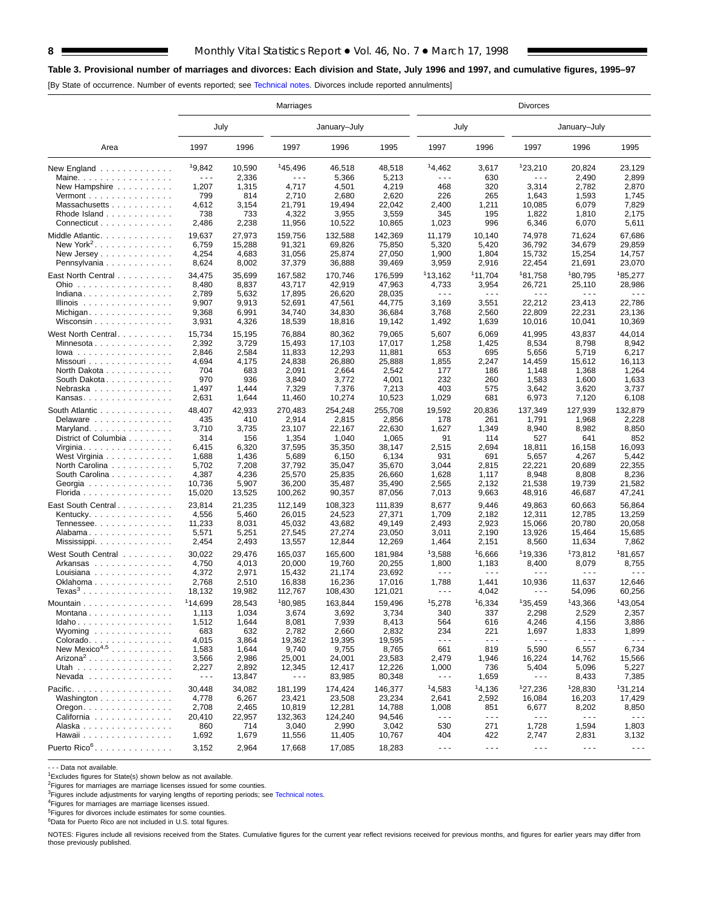## Table 3. Provisional number of marriages and divorces: Each division and State, July 1996 and 1997, and cumulative figures, 1995–97

[By State of occurrence. Number of events reported; see Technical notes. Divorces include reported annulments]

| Area | Marriages | | | | | Divorces | | | | |
|---|---|---|---|---|---|---|---|---|---|---|
| | July | | January–July | | | July | | January–July | | |
| | 1997 | 1996 | 1997 | 1996 | 1995 | 1997 | 1996 | 1997 | 1996 | 1995 |
| New England | [1]9,842 | 10,590 | [1]45,496 | 46,518 | 48,518 | [1]4,462 | 3,617 | [1]23,210 | 20,824 | 23,129 |
| Maine | - - - | 2,336 | - - - | 5,366 | 5,213 | - - - | 630 | - - - | 2,490 | 2,899 |
| New Hampshire | 1,207 | 1,315 | 4,717 | 4,501 | 4,219 | 468 | 320 | 3,314 | 2,782 | 2,870 |
| Vermont | 799 | 814 | 2,710 | 2,680 | 2,620 | 226 | 265 | 1,643 | 1,593 | 1,745 |
| Massachusetts | 4,612 | 3,154 | 21,791 | 19,494 | 22,042 | 2,400 | 1,211 | 10,085 | 6,079 | 7,829 |
| Rhode Island | 738 | 733 | 4,322 | 3,955 | 3,559 | 345 | 195 | 1,822 | 1,810 | 2,175 |
| Connecticut | 2,486 | 2,238 | 11,956 | 10,522 | 10,865 | 1,023 | 996 | 6,346 | 6,070 | 5,611 |
| Middle Atlantic | 19,637 | 27,973 | 159,756 | 132,588 | 142,369 | 11,179 | 10,140 | 74,978 | 71,624 | 67,686 |
| New York[2] | 6,759 | 15,288 | 91,321 | 69,826 | 75,850 | 5,320 | 5,420 | 36,792 | 34,679 | 29,859 |
| New Jersey | 4,254 | 4,683 | 31,056 | 25,874 | 27,050 | 1,900 | 1,804 | 15,732 | 15,254 | 14,757 |
| Pennsylvania | 8,624 | 8,002 | 37,379 | 36,888 | 39,469 | 3,959 | 2,916 | 22,454 | 21,691 | 23,070 |
| East North Central | 34,475 | 35,699 | 167,582 | 170,746 | 176,599 | [1]13,162 | [1]11,704 | [1]81,758 | [1]80,795 | [1]85,277 |
| Ohio | 8,480 | 8,837 | 43,717 | 42,919 | 47,963 | 4,733 | 3,954 | 26,721 | 25,110 | 28,986 |
| Indiana | 2,789 | 5,632 | 17,895 | 26,620 | 28,035 | - - - | - - - | - - - | - - - | - - - |
| Illinois | 9,907 | 9,913 | 52,691 | 47,561 | 44,775 | 3,169 | 3,551 | 22,212 | 23,413 | 22,786 |
| Michigan | 9,368 | 6,991 | 34,740 | 34,830 | 36,684 | 3,768 | 2,560 | 22,809 | 22,231 | 23,136 |
| Wisconsin | 3,931 | 4,326 | 18,539 | 18,816 | 19,142 | 1,492 | 1,639 | 10,016 | 10,041 | 10,369 |
| West North Central | 15,734 | 15,195 | 76,884 | 80,362 | 79,065 | 5,607 | 6,069 | 41,995 | 43,837 | 44,014 |
| Minnesota | 2,392 | 3,729 | 15,493 | 17,103 | 17,017 | 1,258 | 1,425 | 8,534 | 8,798 | 8,942 |
| Iowa | 2,846 | 2,584 | 11,833 | 12,293 | 11,881 | 653 | 695 | 5,656 | 5,719 | 6,217 |
| Missouri | 4,694 | 4,175 | 24,838 | 26,880 | 25,888 | 1,855 | 2,247 | 14,459 | 15,612 | 16,113 |
| North Dakota | 704 | 683 | 2,091 | 2,664 | 2,542 | 177 | 186 | 1,148 | 1,368 | 1,264 |
| South Dakota | 970 | 936 | 3,840 | 3,772 | 4,001 | 232 | 260 | 1,583 | 1,600 | 1,633 |
| Nebraska | 1,497 | 1,444 | 7,329 | 7,376 | 7,213 | 403 | 575 | 3,642 | 3,620 | 3,737 |
| Kansas | 2,631 | 1,644 | 11,460 | 10,274 | 10,523 | 1,029 | 681 | 6,973 | 7,120 | 6,108 |
| South Atlantic | 48,407 | 42,933 | 270,483 | 254,248 | 255,708 | 19,592 | 20,836 | 137,349 | 127,939 | 132,879 |
| Delaware | 435 | 410 | 2,914 | 2,815 | 2,856 | 178 | 261 | 1,791 | 1,968 | 2,228 |
| Maryland | 3,710 | 3,735 | 23,107 | 22,167 | 22,630 | 1,627 | 1,349 | 8,940 | 8,982 | 8,850 |
| District of Columbia | 314 | 156 | 1,354 | 1,040 | 1,065 | 91 | 114 | 527 | 641 | 852 |
| Virginia | 6,415 | 6,320 | 37,595 | 35,350 | 38,147 | 2,515 | 2,694 | 18,811 | 16,158 | 16,093 |
| West Virginia | 1,688 | 1,436 | 5,689 | 6,150 | 6,134 | 931 | 691 | 5,657 | 4,267 | 5,442 |
| North Carolina | 5,702 | 7,208 | 37,792 | 35,047 | 35,670 | 3,044 | 2,815 | 22,221 | 20,689 | 22,355 |
| South Carolina | 4,387 | 4,236 | 25,570 | 25,835 | 26,660 | 1,628 | 1,117 | 8,948 | 8,808 | 8,236 |
| Georgia | 10,736 | 5,907 | 36,200 | 35,487 | 35,490 | 2,565 | 2,132 | 21,538 | 19,739 | 21,582 |
| Florida | 15,020 | 13,525 | 100,262 | 90,357 | 87,056 | 7,013 | 9,663 | 48,916 | 46,687 | 47,241 |
| East South Central | 23,814 | 21,235 | 112,149 | 108,323 | 111,839 | 8,677 | 9,446 | 49,863 | 60,663 | 56,864 |
| Kentucky | 4,556 | 5,460 | 26,015 | 24,523 | 27,371 | 1,709 | 2,182 | 12,311 | 12,785 | 13,259 |
| Tennessee | 11,233 | 8,031 | 45,032 | 43,682 | 49,149 | 2,493 | 2,923 | 15,066 | 20,780 | 20,058 |
| Alabama | 5,571 | 5,251 | 27,545 | 27,274 | 23,050 | 3,011 | 2,190 | 13,926 | 15,464 | 15,685 |
| Mississippi | 2,454 | 2,493 | 13,557 | 12,844 | 12,269 | 1,464 | 2,151 | 8,560 | 11,634 | 7,862 |
| West South Central | 30,022 | 29,476 | 165,037 | 165,600 | 181,984 | [1]3,588 | [1]6,666 | [1]19,336 | [1]73,812 | [1]81,657 |
| Arkansas | 4,750 | 4,013 | 20,000 | 19,760 | 20,255 | 1,800 | 1,183 | 8,400 | 8,079 | 8,755 |
| Louisiana | 4,372 | 2,971 | 15,432 | 21,174 | 23,692 | - - - | - - - | - - - | - - - | - - - |
| Oklahoma | 2,768 | 2,510 | 16,838 | 16,236 | 17,016 | 1,788 | 1,441 | 10,936 | 11,637 | 12,646 |
| Texas[3] | 18,132 | 19,982 | 112,767 | 108,430 | 121,021 | - - - | 4,042 | - - - | 54,096 | 60,256 |
| Mountain | [1]14,699 | 28,543 | [1]80,985 | 163,844 | 159,496 | [1]5,278 | [1]6,334 | [1]35,459 | [1]43,366 | [1]43,054 |
| Montana | 1,113 | 1,034 | 3,674 | 3,692 | 3,734 | 340 | 337 | 2,298 | 2,529 | 2,357 |
| Idaho | 1,512 | 1,644 | 8,081 | 7,939 | 8,413 | 564 | 616 | 4,246 | 4,156 | 3,886 |
| Wyoming | 683 | 632 | 2,782 | 2,660 | 2,832 | 234 | 221 | 1,697 | 1,833 | 1,899 |
| Colorado | 4,015 | 3,864 | 19,362 | 19,395 | 19,595 | - - - | - - - | - - - | - - - | - - - |
| New Mexico[4,5] | 1,583 | 1,644 | 9,740 | 9,755 | 8,765 | 661 | 819 | 5,590 | 6,557 | 6,734 |
| Arizona[2] | 3,566 | 2,986 | 25,001 | 24,001 | 23,583 | 2,479 | 1,946 | 16,224 | 14,762 | 15,566 |
| Utah | 2,227 | 2,892 | 12,345 | 12,417 | 12,226 | 1,000 | 736 | 5,404 | 5,096 | 5,227 |
| Nevada | - - - | 13,847 | - - - | 83,985 | 80,348 | - - - | 1,659 | - - - | 8,433 | 7,385 |
| Pacific | 30,448 | 34,082 | 181,199 | 174,424 | 146,377 | [1]4,583 | [1]4,136 | [1]27,236 | [1]28,830 | [1]31,214 |
| Washington | 4,778 | 6,267 | 23,421 | 23,508 | 23,234 | 2,641 | 2,592 | 16,084 | 16,203 | 17,429 |
| Oregon | 2,708 | 2,465 | 10,819 | 12,281 | 14,788 | 1,008 | 851 | 6,677 | 8,202 | 8,850 |
| California | 20,410 | 22,957 | 132,363 | 124,240 | 94,546 | - - - | - - - | - - - | - - - | - - - |
| Alaska | 860 | 714 | 3,040 | 2,990 | 3,042 | 530 | 271 | 1,728 | 1,594 | 1,803 |
| Hawaii | 1,692 | 1,679 | 11,556 | 11,405 | 10,767 | 404 | 422 | 2,747 | 2,831 | 3,132 |
| Puerto Rico[6] | 3,152 | 2,964 | 17,668 | 17,085 | 18,283 | - - - | - - - | - - - | - - - | - - - |

- - - Data not available.

[1]Excludes figures for State(s) shown below as not available.

[2]Figures for marriages are marriage licenses issued for some counties.

[3]Figures include adjustments for varying lengths of reporting periods; see Technical notes.

[4]Figures for marriages are marriage licenses issued.

[5]Figures for divorces include estimates for some counties.

[6]Data for Puerto Rico are not included in U.S. total figures.

NOTES: Figures include all revisions received from the States. Cumulative figures for the current year reflect revisions received for previous months, and figures for earlier years may differ from those previously published.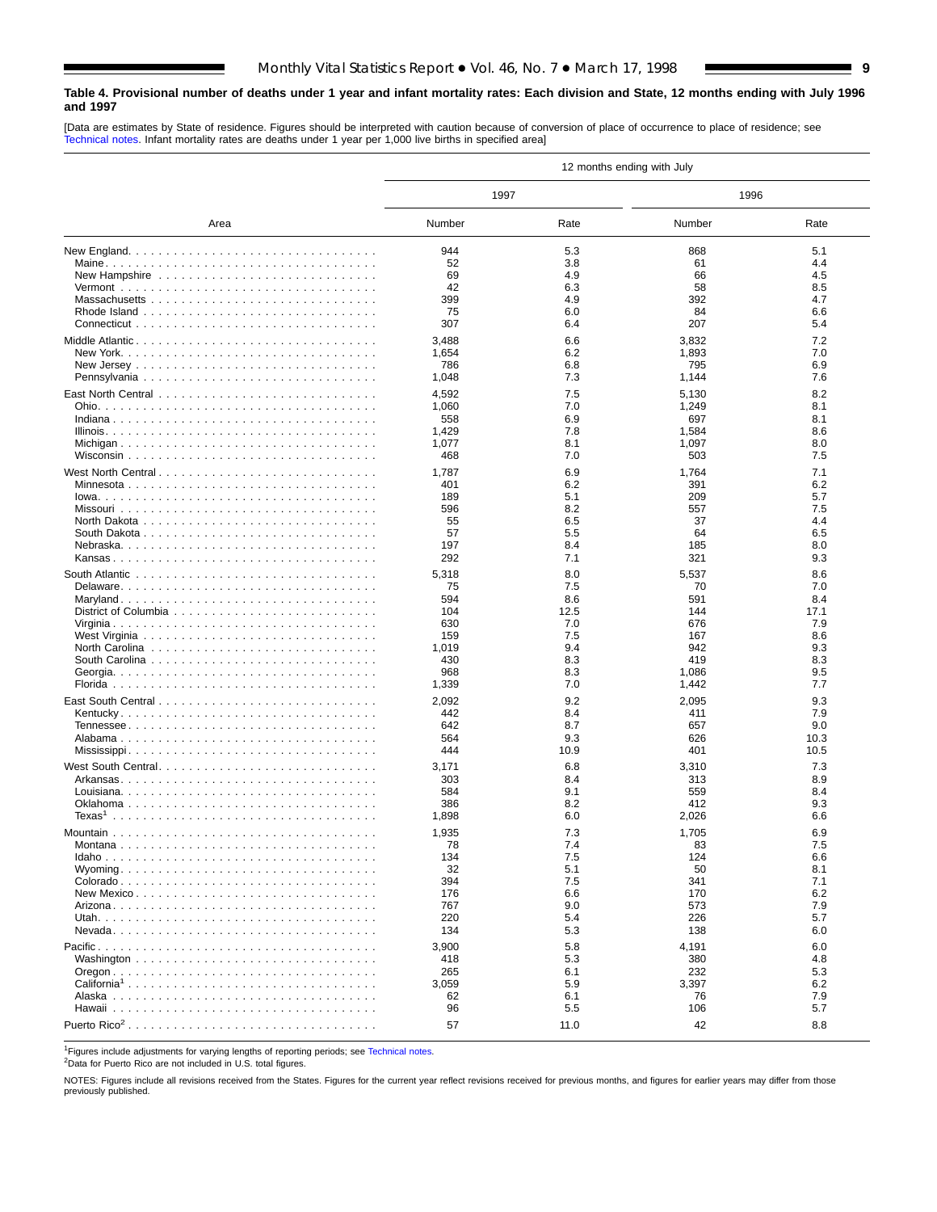**Table 4. Provisional number of deaths under 1 year and infant mortality rates: Each division and State, 12 months ending with July 1996 and 1997**

[Data are estimates by State of residence. Figures should be interpreted with caution because of conversion of place of occurrence to place of residence; see Technical notes. Infant mortality rates are deaths under 1 year per 1,000 live births in specified area]

| Area | 12 months ending with July | | | |
|---|---|---|---|---|
| | 1997 | | 1996 | |
| | Number | Rate | Number | Rate |
| New England | 944 | 5.3 | 868 | 5.1 |
| Maine | 52 | 3.8 | 61 | 4.4 |
| New Hampshire | 69 | 4.9 | 66 | 4.5 |
| Vermont | 42 | 6.3 | 58 | 8.5 |
| Massachusetts | 399 | 4.9 | 392 | 4.7 |
| Rhode Island | 75 | 6.0 | 84 | 6.6 |
| Connecticut | 307 | 6.4 | 207 | 5.4 |
| Middle Atlantic | 3,488 | 6.6 | 3,832 | 7.2 |
| New York | 1,654 | 6.2 | 1,893 | 7.0 |
| New Jersey | 786 | 6.8 | 795 | 6.9 |
| Pennsylvania | 1,048 | 7.3 | 1,144 | 7.6 |
| East North Central | 4,592 | 7.5 | 5,130 | 8.2 |
| Ohio | 1,060 | 7.0 | 1,249 | 8.1 |
| Indiana | 558 | 6.9 | 697 | 8.1 |
| Illinois | 1,429 | 7.8 | 1,584 | 8.6 |
| Michigan | 1,077 | 8.1 | 1,097 | 8.0 |
| Wisconsin | 468 | 7.0 | 503 | 7.5 |
| West North Central | 1,787 | 6.9 | 1,764 | 7.1 |
| Minnesota | 401 | 6.2 | 391 | 6.2 |
| Iowa | 189 | 5.1 | 209 | 5.7 |
| Missouri | 596 | 8.2 | 557 | 7.5 |
| North Dakota | 55 | 6.5 | 37 | 4.4 |
| South Dakota | 57 | 5.5 | 64 | 6.5 |
| Nebraska | 197 | 8.4 | 185 | 8.0 |
| Kansas | 292 | 7.1 | 321 | 9.3 |
| South Atlantic | 5,318 | 8.0 | 5,537 | 8.6 |
| Delaware | 75 | 7.5 | 70 | 7.0 |
| Maryland | 594 | 8.6 | 591 | 8.4 |
| District of Columbia | 104 | 12.5 | 144 | 17.1 |
| Virginia | 630 | 7.0 | 676 | 7.9 |
| West Virginia | 159 | 7.5 | 167 | 8.6 |
| North Carolina | 1,019 | 9.4 | 942 | 9.3 |
| South Carolina | 430 | 8.3 | 419 | 8.3 |
| Georgia | 968 | 8.3 | 1,086 | 9.5 |
| Florida | 1,339 | 7.0 | 1,442 | 7.7 |
| East South Central | 2,092 | 9.2 | 2,095 | 9.3 |
| Kentucky | 442 | 8.4 | 411 | 7.9 |
| Tennessee | 642 | 8.7 | 657 | 9.0 |
| Alabama | 564 | 9.3 | 626 | 10.3 |
| Mississippi | 444 | 10.9 | 401 | 10.5 |
| West South Central | 3,171 | 6.8 | 3,310 | 7.3 |
| Arkansas | 303 | 8.4 | 313 | 8.9 |
| Louisiana | 584 | 9.1 | 559 | 8.4 |
| Oklahoma | 386 | 8.2 | 412 | 9.3 |
| Texas[1] | 1,898 | 6.0 | 2,026 | 6.6 |
| Mountain | 1,935 | 7.3 | 1,705 | 6.9 |
| Montana | 78 | 7.4 | 83 | 7.5 |
| Idaho | 134 | 7.5 | 124 | 6.6 |
| Wyoming | 32 | 5.1 | 50 | 8.1 |
| Colorado | 394 | 7.5 | 341 | 7.1 |
| New Mexico | 176 | 6.6 | 170 | 6.2 |
| Arizona | 767 | 9.0 | 573 | 7.9 |
| Utah | 220 | 5.4 | 226 | 5.7 |
| Nevada | 134 | 5.3 | 138 | 6.0 |
| Pacific | 3,900 | 5.8 | 4,191 | 6.0 |
| Washington | 418 | 5.3 | 380 | 4.8 |
| Oregon | 265 | 6.1 | 232 | 5.3 |
| California[1] | 3,059 | 5.9 | 3,397 | 6.2 |
| Alaska | 62 | 6.1 | 76 | 7.9 |
| Hawaii | 96 | 5.5 | 106 | 5.7 |
| Puerto Rico[2] | 57 | 11.0 | 42 | 8.8 |

[1]Figures include adjustments for varying lengths of reporting periods; see Technical notes.
[2]Data for Puerto Rico are not included in U.S. total figures.

NOTES: Figures include all revisions received from the States. Figures for the current year reflect revisions received for previous months, and figures for earlier years may differ from those previously published.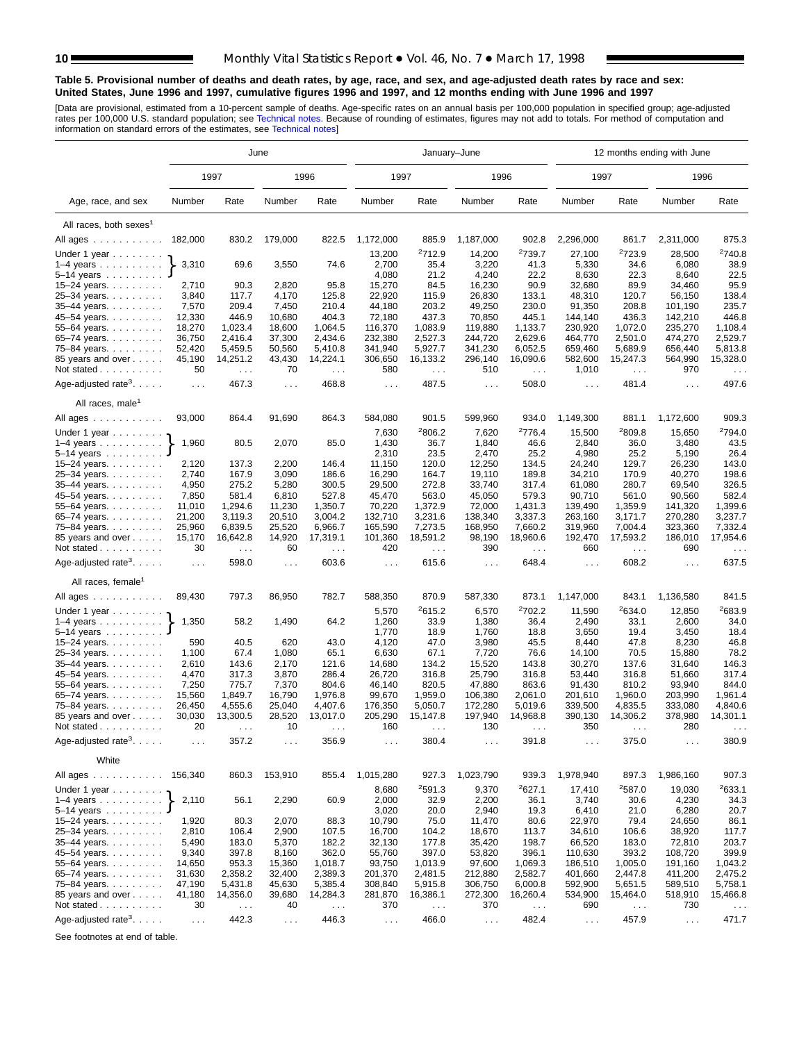**Table 5. Provisional number of deaths and death rates, by age, race, and sex, and age-adjusted death rates by race and sex: United States, June 1996 and 1997, cumulative figures 1996 and 1997, and 12 months ending with June 1996 and 1997**

[Data are provisional, estimated from a 10-percent sample of deaths. Age-specific rates on an annual basis per 100,000 population in specified group; age-adjusted rates per 100,000 U.S. standard population; see Technical notes. Because of rounding of estimates, figures may not add to totals. For method of computation and information on standard errors of the estimates, see Technical notes]

| Age, race, and sex | June | | | | January–June | | | | 12 months ending with June | | | |
|---|---|---|---|---|---|---|---|---|---|---|---|---|
| | 1997 | | 1996 | | 1997 | | 1996 | | 1997 | | 1996 | |
| | Number | Rate | Number | Rate | Number | Rate | Number | Rate | Number | Rate | Number | Rate |
| **All races, both sexes[1]** | | | | | | | | | | | | |
| All ages | 182,000 | 830.2 | 179,000 | 822.5 | 1,172,000 | 885.9 | 1,187,000 | 902.8 | 2,296,000 | 861.7 | 2,311,000 | 875.3 |
| Under 1 year | 3,310 | 69.6 | 3,550 | 74.6 | 13,200 | [2]712.9 | 14,200 | [2]739.7 | 27,100 | [2]723.9 | 28,500 | [2]740.8 |
| 1–4 years | | | | | 2,700 | 35.4 | 3,220 | 41.3 | 5,330 | 34.6 | 6,080 | 38.9 |
| 5–14 years | | | | | 4,080 | 21.2 | 4,240 | 22.2 | 8,630 | 22.3 | 8,640 | 22.5 |
| 15–24 years | 2,710 | 90.3 | 2,820 | 95.8 | 15,270 | 84.5 | 16,230 | 90.9 | 32,680 | 89.9 | 34,460 | 95.9 |
| 25–34 years | 3,840 | 117.7 | 4,170 | 125.8 | 22,920 | 115.9 | 26,830 | 133.1 | 48,310 | 120.7 | 56,150 | 138.4 |
| 35–44 years | 7,570 | 209.4 | 7,450 | 210.4 | 44,180 | 203.2 | 49,250 | 230.0 | 91,350 | 208.8 | 101,190 | 235.7 |
| 45–54 years | 12,330 | 446.9 | 10,680 | 404.3 | 72,180 | 437.3 | 70,850 | 445.1 | 144,140 | 436.3 | 142,210 | 446.8 |
| 55–64 years | 18,270 | 1,023.4 | 18,600 | 1,064.5 | 116,370 | 1,083.9 | 119,880 | 1,133.7 | 230,920 | 1,072.0 | 235,270 | 1,108.4 |
| 65–74 years | 36,750 | 2,416.4 | 37,300 | 2,434.6 | 232,380 | 2,527.3 | 244,720 | 2,629.6 | 464,770 | 2,501.0 | 474,270 | 2,529.7 |
| 75–84 years | 52,420 | 5,459.5 | 50,560 | 5,410.8 | 341,940 | 5,927.7 | 341,230 | 6,052.5 | 659,460 | 5,689.9 | 656,440 | 5,813.8 |
| 85 years and over | 45,190 | 14,251.2 | 43,430 | 14,224.1 | 306,650 | 16,133.2 | 296,140 | 16,090.6 | 582,600 | 15,247.3 | 564,990 | 15,328.0 |
| Not stated | 50 | . . . | 70 | . . . | 580 | . . . | 510 | . . . | 1,010 | . . . | 970 | . . . |
| Age-adjusted rate[3] | . . . | 467.3 | . . . | 468.8 | . . . | 487.5 | . . . | 508.0 | . . . | 481.4 | . . . | 497.6 |
| **All races, male[1]** | | | | | | | | | | | | |
| All ages | 93,000 | 864.4 | 91,690 | 864.3 | 584,080 | 901.5 | 599,960 | 934.0 | 1,149,300 | 881.1 | 1,172,600 | 909.3 |
| Under 1 year | 1,960 | 80.5 | 2,070 | 85.0 | 7,630 | [2]806.2 | 7,620 | [2]776.4 | 15,500 | [2]809.8 | 15,650 | [2]794.0 |
| 1–4 years | | | | | 1,430 | 36.7 | 1,840 | 46.6 | 2,840 | 36.0 | 3,480 | 43.5 |
| 5–14 years | | | | | 2,310 | 23.5 | 2,470 | 25.2 | 4,980 | 25.2 | 5,190 | 26.4 |
| 15–24 years | 2,120 | 137.3 | 2,200 | 146.4 | 11,150 | 120.0 | 12,250 | 134.5 | 24,240 | 129.7 | 26,230 | 143.0 |
| 25–34 years | 2,740 | 167.9 | 3,090 | 186.6 | 16,290 | 164.7 | 19,110 | 189.8 | 34,210 | 170.9 | 40,270 | 198.6 |
| 35–44 years | 4,950 | 275.2 | 5,280 | 300.5 | 29,500 | 272.8 | 33,740 | 317.4 | 61,080 | 280.7 | 69,540 | 326.5 |
| 45–54 years | 7,850 | 581.4 | 6,810 | 527.8 | 45,470 | 563.0 | 45,050 | 579.3 | 90,710 | 561.0 | 90,560 | 582.4 |
| 55–64 years | 11,010 | 1,294.6 | 11,230 | 1,350.7 | 70,220 | 1,372.9 | 72,000 | 1,431.3 | 139,490 | 1,359.9 | 141,320 | 1,399.6 |
| 65–74 years | 21,200 | 3,119.3 | 20,510 | 3,004.2 | 132,710 | 3,231.6 | 138,340 | 3,337.3 | 263,160 | 3,171.7 | 270,280 | 3,237.7 |
| 75–84 years | 25,960 | 6,839.5 | 25,520 | 6,966.7 | 165,590 | 7,273.5 | 168,950 | 7,660.2 | 319,960 | 7,004.4 | 323,360 | 7,332.4 |
| 85 years and over | 15,170 | 16,642.8 | 14,920 | 17,319.1 | 101,360 | 18,591.2 | 98,190 | 18,960.6 | 192,470 | 17,593.2 | 186,010 | 17,954.6 |
| Not stated | 30 | . . . | 60 | . . . | 420 | . . . | 390 | . . . | 660 | . . . | 690 | . . . |
| Age-adjusted rate[3] | . . . | 598.0 | . . . | 603.6 | . . . | 615.6 | . . . | 648.4 | . . . | 608.2 | . . . | 637.5 |
| **All races, female[1]** | | | | | | | | | | | | |
| All ages | 89,430 | 797.3 | 86,950 | 782.7 | 588,350 | 870.9 | 587,330 | 873.1 | 1,147,000 | 843.1 | 1,136,580 | 841.5 |
| Under 1 year | 1,350 | 58.2 | 1,490 | 64.2 | 5,570 | [2]615.2 | 6,570 | [2]702.2 | 11,590 | [2]634.0 | 12,850 | [2]683.9 |
| 1–4 years | | | | | 1,260 | 33.9 | 1,380 | 36.4 | 2,490 | 33.1 | 2,600 | 34.0 |
| 5–14 years | | | | | 1,770 | 18.9 | 1,760 | 18.8 | 3,650 | 19.4 | 3,450 | 18.4 |
| 15–24 years | 590 | 40.5 | 620 | 43.0 | 4,120 | 47.0 | 3,980 | 45.5 | 8,440 | 47.8 | 8,230 | 46.8 |
| 25–34 years | 1,100 | 67.4 | 1,080 | 65.1 | 6,630 | 67.1 | 7,720 | 76.6 | 14,100 | 70.5 | 15,880 | 78.2 |
| 35–44 years | 2,610 | 143.6 | 2,170 | 121.6 | 14,680 | 134.2 | 15,520 | 143.8 | 30,270 | 137.6 | 31,640 | 146.3 |
| 45–54 years | 4,470 | 317.3 | 3,870 | 286.4 | 26,720 | 316.8 | 25,790 | 316.8 | 53,440 | 316.8 | 51,660 | 317.4 |
| 55–64 years | 7,250 | 775.7 | 7,370 | 804.6 | 46,140 | 820.5 | 47,880 | 863.6 | 91,430 | 810.2 | 93,940 | 844.0 |
| 65–74 years | 15,560 | 1,849.7 | 16,790 | 1,976.8 | 99,670 | 1,959.0 | 106,380 | 2,061.0 | 201,610 | 1,960.0 | 203,990 | 1,961.4 |
| 75–84 years | 26,450 | 4,555.6 | 25,040 | 4,407.6 | 176,350 | 5,050.7 | 172,280 | 5,019.6 | 339,500 | 4,835.5 | 333,080 | 4,840.6 |
| 85 years and over | 30,030 | 13,300.5 | 28,520 | 13,017.0 | 205,290 | 15,147.8 | 197,940 | 14,968.8 | 390,130 | 14,306.2 | 378,980 | 14,301.1 |
| Not stated | 20 | . . . | 10 | . . . | 160 | . . . | 130 | . . . | 350 | . . . | 280 | . . . |
| Age-adjusted rate[3] | . . . | 357.2 | . . . | 356.9 | . . . | 380.4 | . . . | 391.8 | . . . | 375.0 | . . . | 380.9 |
| **White** | | | | | | | | | | | | |
| All ages | 156,340 | 860.3 | 153,910 | 855.4 | 1,015,280 | 927.3 | 1,023,790 | 939.3 | 1,978,940 | 897.3 | 1,986,160 | 907.3 |
| Under 1 year | 2,110 | 56.1 | 2,290 | 60.9 | 8,680 | [2]591.3 | 9,370 | [2]627.1 | 17,410 | [2]587.0 | 19,030 | [2]633.1 |
| 1–4 years | | | | | 2,000 | 32.9 | 2,200 | 36.1 | 3,740 | 30.6 | 4,230 | 34.3 |
| 5–14 years | | | | | 3,020 | 20.0 | 2,940 | 19.3 | 6,410 | 21.0 | 6,280 | 20.7 |
| 15–24 years | 1,920 | 80.3 | 2,070 | 88.3 | 10,790 | 75.0 | 11,470 | 80.6 | 22,970 | 79.4 | 24,650 | 86.1 |
| 25–34 years | 2,810 | 106.4 | 2,900 | 107.5 | 16,700 | 104.2 | 18,670 | 113.7 | 34,610 | 106.6 | 38,920 | 117.7 |
| 35–44 years | 5,490 | 183.0 | 5,370 | 182.2 | 32,130 | 177.8 | 35,420 | 198.7 | 66,520 | 183.0 | 72,810 | 203.7 |
| 45–54 years | 9,340 | 397.8 | 8,160 | 362.0 | 55,760 | 397.0 | 53,820 | 396.1 | 110,630 | 393.2 | 108,720 | 399.9 |
| 55–64 years | 14,650 | 953.3 | 15,360 | 1,018.7 | 93,750 | 1,013.9 | 97,600 | 1,069.3 | 186,510 | 1,005.0 | 191,160 | 1,043.2 |
| 65–74 years | 31,630 | 2,358.2 | 32,400 | 2,389.3 | 201,370 | 2,481.5 | 212,880 | 2,582.7 | 401,660 | 2,447.8 | 411,200 | 2,475.2 |
| 75–84 years | 47,190 | 5,431.8 | 45,630 | 5,385.4 | 308,840 | 5,915.8 | 306,750 | 6,000.8 | 592,900 | 5,651.5 | 589,510 | 5,758.1 |
| 85 years and over | 41,180 | 14,356.0 | 39,680 | 14,284.3 | 281,870 | 16,386.1 | 272,300 | 16,260.4 | 534,900 | 15,464.0 | 518,910 | 15,466.8 |
| Not stated | 30 | . . . | 40 | . . . | 370 | . . . | 370 | . . . | 690 | . . . | 730 | . . . |
| Age-adjusted rate[3] | . . . | 442.3 | . . . | 446.3 | . . . | 466.0 | . . . | 482.4 | . . . | 457.9 | . . . | 471.7 |

Note: For the June columns, the figures shown on the "Under 1 year" rows are a single combined value covering Under 1 year, 1–4 years, and 5–14 years.

See footnotes at end of table.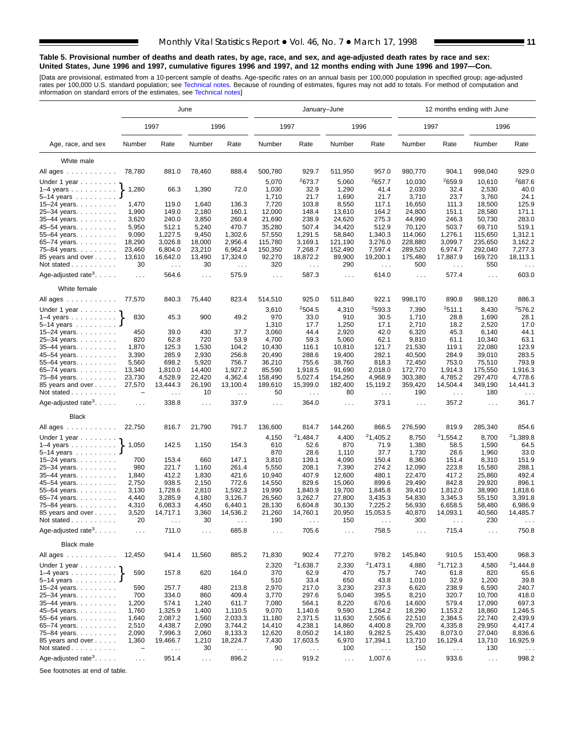**Table 5. Provisional number of deaths and death rates, by age, race, and sex, and age-adjusted death rates by race and sex: United States, June 1996 and 1997, cumulative figures 1996 and 1997, and 12 months ending with June 1996 and 1997—Con.**

[Data are provisional, estimated from a 10-percent sample of deaths. Age-specific rates on an annual basis per 100,000 population in specified group; age-adjusted rates per 100,000 U.S. standard population; see Technical notes. Because of rounding of estimates, figures may not add to totals. For method of computation and information on standard errors of the estimates, see Technical notes]

| Age, race, and sex | June | | | | January–June | | | | 12 months ending with June | | | |
|---|---|---|---|---|---|---|---|---|---|---|---|---|
| | 1997 | | 1996 | | 1997 | | 1996 | | 1997 | | 1996 | |
| | Number | Rate | Number | Rate | Number | Rate | Number | Rate | Number | Rate | Number | Rate |
| **White male** | | | | | | | | | | | | |
| All ages | 78,780 | 881.0 | 78,460 | 888.4 | 500,780 | 929.7 | 511,950 | 957.0 | 980,770 | 904.1 | 998,040 | 929.0 |
| Under 1 year | 1,280 | 66.3 | 1,390 | 72.0 | 5,070 | [2]673.7 | 5,060 | [2]657.7 | 10,030 | [2]659.9 | 10,610 | [2]687.6 |
| 1–4 years | | | | | 1,030 | 32.9 | 1,290 | 41.4 | 2,030 | 32.4 | 2,530 | 40.0 |
| 5–14 years | | | | | 1,710 | 21.7 | 1,690 | 21.7 | 3,710 | 23.7 | 3,760 | 24.1 |
| 15–24 years | 1,470 | 119.0 | 1,640 | 136.3 | 7,720 | 103.8 | 8,550 | 117.1 | 16,650 | 111.3 | 18,500 | 125.9 |
| 25–34 years | 1,990 | 149.0 | 2,180 | 160.1 | 12,000 | 148.4 | 13,610 | 164.2 | 24,800 | 151.1 | 28,580 | 171.1 |
| 35–44 years | 3,620 | 240.0 | 3,850 | 260.4 | 21,690 | 238.9 | 24,620 | 275.3 | 44,990 | 246.3 | 50,730 | 283.0 |
| 45–54 years | 5,950 | 512.1 | 5,240 | 470.7 | 35,280 | 507.4 | 34,420 | 512.9 | 70,120 | 503.7 | 69,710 | 519.1 |
| 55–64 years | 9,090 | 1,227.5 | 9,450 | 1,302.6 | 57,550 | 1,291.5 | 58,840 | 1,340.3 | 114,060 | 1,276.1 | 115,650 | 1,312.1 |
| 65–74 years | 18,290 | 3,026.8 | 18,000 | 2,956.4 | 115,780 | 3,169.1 | 121,190 | 3,276.0 | 228,880 | 3,099.7 | 235,650 | 3,162.2 |
| 75–84 years | 23,460 | 6,804.0 | 23,210 | 6,962.4 | 150,350 | 7,268.7 | 152,490 | 7,597.4 | 289,520 | 6,974.7 | 292,040 | 7,277.3 |
| 85 years and over | 13,610 | 16,642.0 | 13,490 | 17,324.0 | 92,270 | 18,872.2 | 89,900 | 19,200.1 | 175,480 | 17,887.9 | 169,720 | 18,113.1 |
| Not stated | 30 | . . . | 30 | . . . | 320 | . . . | 290 | . . . | 500 | . . . | 550 | . . . |
| Age-adjusted rate[3] | . . . | 564.6 | . . . | 575.9 | . . . | 587.3 | . . . | 614.0 | . . . | 577.4 | . . . | 603.0 |
| **White female** | | | | | | | | | | | | |
| All ages | 77,570 | 840.3 | 75,440 | 823.4 | 514,510 | 925.0 | 511,840 | 922.1 | 998,170 | 890.8 | 988,120 | 886.3 |
| Under 1 year | 830 | 45.3 | 900 | 49.2 | 3,610 | [2]504.5 | 4,310 | [2]593.3 | 7,390 | [2]511.1 | 8,430 | [2]576.2 |
| 1–4 years | | | | | 970 | 33.0 | 910 | 30.5 | 1,710 | 28.8 | 1,690 | 28.1 |
| 5–14 years | | | | | 1,310 | 17.7 | 1,250 | 17.1 | 2,710 | 18.2 | 2,520 | 17.0 |
| 15–24 years | 450 | 39.0 | 430 | 37.7 | 3,060 | 44.4 | 2,920 | 42.0 | 6,320 | 45.3 | 6,140 | 44.1 |
| 25–34 years | 820 | 62.8 | 720 | 53.9 | 4,700 | 59.3 | 5,060 | 62.1 | 9,810 | 61.1 | 10,340 | 63.1 |
| 35–44 years | 1,870 | 125.3 | 1,530 | 104.2 | 10,430 | 116.1 | 10,810 | 121.7 | 21,530 | 119.1 | 22,080 | 123.9 |
| 45–54 years | 3,390 | 285.9 | 2,930 | 256.8 | 20,490 | 288.6 | 19,400 | 282.1 | 40,500 | 284.9 | 39,010 | 283.5 |
| 55–64 years | 5,560 | 698.2 | 5,920 | 756.7 | 36,210 | 755.6 | 38,760 | 818.3 | 72,450 | 753.0 | 75,510 | 793.9 |
| 65–74 years | 13,340 | 1,810.0 | 14,400 | 1,927.2 | 85,590 | 1,918.5 | 91,690 | 2,018.0 | 172,770 | 1,914.3 | 175,550 | 1,916.3 |
| 75–84 years | 23,730 | 4,528.9 | 22,420 | 4,362.4 | 158,490 | 5,027.4 | 154,260 | 4,968.9 | 303,380 | 4,785.2 | 297,470 | 4,778.6 |
| 85 years and over | 27,570 | 13,444.3 | 26,190 | 13,100.4 | 189,610 | 15,399.0 | 182,400 | 15,119.2 | 359,420 | 14,504.4 | 349,190 | 14,441.3 |
| Not stated | – | . . . | 10 | . . . | 50 | . . . | 80 | . . . | 190 | . . . | 180 | . . . |
| Age-adjusted rate[3] | . . . | 338.8 | . . . | 337.9 | . . . | 364.0 | . . . | 373.1 | . . . | 357.2 | . . . | 361.7 |
| **Black** | | | | | | | | | | | | |
| All ages | 22,750 | 816.7 | 21,790 | 791.7 | 136,600 | 814.7 | 144,260 | 866.5 | 276,590 | 819.9 | 285,340 | 854.6 |
| Under 1 year | 1,050 | 142.5 | 1,150 | 154.3 | 4,150 | [2]1,484.7 | 4,400 | [2]1,405.2 | 8,750 | [2]1,554.2 | 8,700 | [2]1,389.8 |
| 1–4 years | | | | | 610 | 52.6 | 870 | 71.9 | 1,380 | 58.5 | 1,590 | 64.5 |
| 5–14 years | | | | | 870 | 28.6 | 1,110 | 37.7 | 1,730 | 28.6 | 1,960 | 33.0 |
| 15–24 years | 700 | 153.4 | 660 | 147.1 | 3,810 | 139.1 | 4,090 | 150.4 | 8,360 | 151.4 | 8,310 | 151.9 |
| 25–34 years | 980 | 221.7 | 1,160 | 261.4 | 5,550 | 208.1 | 7,390 | 274.2 | 12,090 | 223.8 | 15,580 | 288.1 |
| 35–44 years | 1,840 | 412.2 | 1,830 | 421.6 | 10,940 | 407.9 | 12,600 | 480.1 | 22,470 | 417.2 | 25,860 | 492.4 |
| 45–54 years | 2,750 | 938.5 | 2,150 | 772.6 | 14,550 | 829.6 | 15,060 | 899.6 | 29,490 | 842.8 | 29,920 | 896.1 |
| 55–64 years | 3,130 | 1,728.6 | 2,810 | 1,592.3 | 19,990 | 1,840.9 | 19,700 | 1,845.8 | 39,410 | 1,812.0 | 38,990 | 1,818.6 |
| 65–74 years | 4,440 | 3,285.9 | 4,180 | 3,126.7 | 26,560 | 3,262.7 | 27,800 | 3,435.3 | 54,830 | 3,345.3 | 55,150 | 3,391.8 |
| 75–84 years | 4,310 | 6,083.3 | 4,450 | 6,440.1 | 28,130 | 6,604.8 | 30,130 | 7,225.2 | 56,930 | 6,658.5 | 58,480 | 6,986.9 |
| 85 years and over | 3,520 | 14,717.1 | 3,360 | 14,536.2 | 21,260 | 14,760.1 | 20,950 | 15,053.5 | 40,870 | 14,093.1 | 40,560 | 14,485.7 |
| Not stated | 20 | . . . | 30 | . . . | 190 | . . . | 150 | . . . | 300 | . . . | 230 | . . . |
| Age-adjusted rate[3] | . . . | 711.0 | . . . | 685.8 | . . . | 705.6 | . . . | 758.5 | . . . | 715.4 | . . . | 750.8 |
| **Black male** | | | | | | | | | | | | |
| All ages | 12,450 | 941.4 | 11,560 | 885.2 | 71,830 | 902.4 | 77,270 | 978.2 | 145,840 | 910.5 | 153,400 | 968.3 |
| Under 1 year | 590 | 157.8 | 620 | 164.0 | 2,320 | [2]1,638.7 | 2,330 | [2]1,473.1 | 4,880 | [2]1,712.3 | 4,580 | [2]1,444.8 |
| 1–4 years | | | | | 370 | 62.9 | 470 | 75.7 | 740 | 61.8 | 820 | 65.6 |
| 5–14 years | | | | | 510 | 33.4 | 650 | 43.8 | 1,010 | 32.9 | 1,200 | 39.8 |
| 15–24 years | 590 | 257.7 | 480 | 213.8 | 2,970 | 217.0 | 3,230 | 237.3 | 6,620 | 238.9 | 6,590 | 240.7 |
| 25–34 years | 700 | 334.0 | 860 | 409.4 | 3,770 | 297.6 | 5,040 | 395.5 | 8,210 | 320.7 | 10,700 | 418.0 |
| 35–44 years | 1,200 | 574.1 | 1,240 | 611.7 | 7,080 | 564.1 | 8,220 | 670.6 | 14,600 | 579.4 | 17,090 | 697.3 |
| 45–54 years | 1,760 | 1,325.9 | 1,400 | 1,110.5 | 9,070 | 1,140.6 | 9,590 | 1,264.2 | 18,290 | 1,153.2 | 18,860 | 1,246.5 |
| 55–64 years | 1,640 | 2,087.2 | 1,560 | 2,033.3 | 11,180 | 2,371.5 | 11,630 | 2,505.6 | 22,510 | 2,384.5 | 22,740 | 2,439.9 |
| 65–74 years | 2,510 | 4,438.7 | 2,090 | 3,744.2 | 14,410 | 4,238.1 | 14,860 | 4,400.8 | 29,700 | 4,335.8 | 29,950 | 4,417.4 |
| 75–84 years | 2,090 | 7,996.3 | 2,060 | 8,133.3 | 12,620 | 8,050.2 | 14,180 | 9,282.5 | 25,430 | 8,073.0 | 27,040 | 8,836.6 |
| 85 years and over | 1,360 | 19,466.7 | 1,210 | 18,224.7 | 7,430 | 17,603.5 | 6,970 | 17,394.1 | 13,710 | 16,129.4 | 13,710 | 16,925.9 |
| Not stated | – | . . . | 30 | . . . | 90 | . . . | 100 | . . . | 150 | . . . | 130 | . . . |
| Age-adjusted rate[3] | . . . | 951.4 | . . . | 896.2 | . . . | 919.2 | . . . | 1,007.6 | . . . | 933.6 | . . . | 998.2 |

See footnotes at end of table.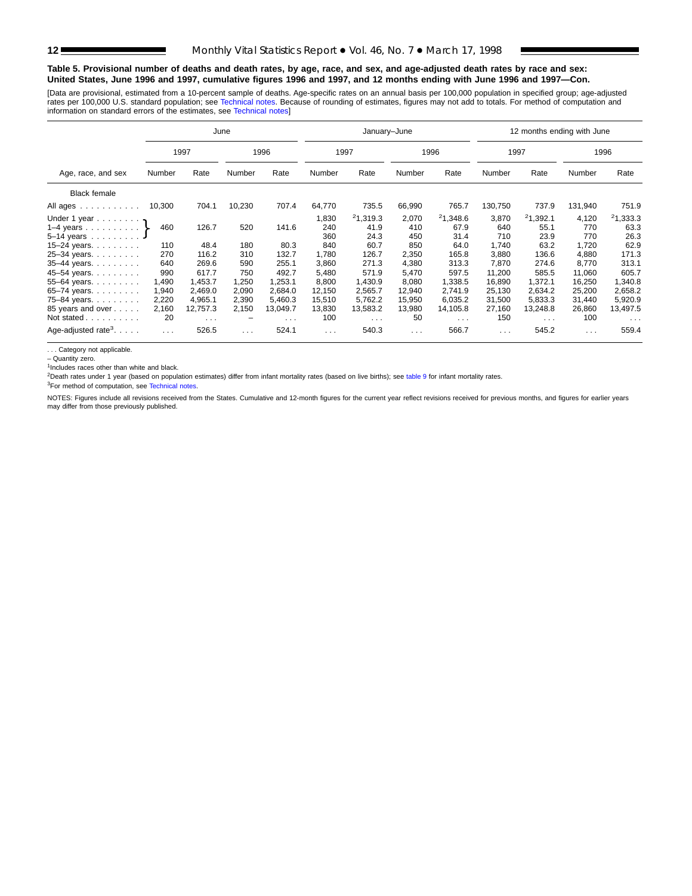**Table 5. Provisional number of deaths and death rates, by age, race, and sex, and age-adjusted death rates by race and sex: United States, June 1996 and 1997, cumulative figures 1996 and 1997, and 12 months ending with June 1996 and 1997—Con.**

[Data are provisional, estimated from a 10-percent sample of deaths. Age-specific rates on an annual basis per 100,000 population in specified group; age-adjusted rates per 100,000 U.S. standard population; see Technical notes. Because of rounding of estimates, figures may not add to totals. For method of computation and information on standard errors of the estimates, see Technical notes]

| Age, race, and sex | June | | | | January–June | | | | 12 months ending with June | | | |
|---|---|---|---|---|---|---|---|---|---|---|---|---|
| | 1997 | | 1996 | | 1997 | | 1996 | | 1997 | | 1996 | |
| | Number | Rate | Number | Rate | Number | Rate | Number | Rate | Number | Rate | Number | Rate |
| **Black female** | | | | | | | | | | | | |
| All ages | 10,300 | 704.1 | 10,230 | 707.4 | 64,770 | 735.5 | 66,990 | 765.7 | 130,750 | 737.9 | 131,940 | 751.9 |
| Under 1 year | 460 | 126.7 | 520 | 141.6 | 1,830 | [2]1,319.3 | 2,070 | [2]1,348.6 | 3,870 | [2]1,392.1 | 4,120 | [2]1,333.3 |
| 1–4 years | | | | | 240 | 41.9 | 410 | 67.9 | 640 | 55.1 | 770 | 63.3 |
| 5–14 years | | | | | 360 | 24.3 | 450 | 31.4 | 710 | 23.9 | 770 | 26.3 |
| 15–24 years | 110 | 48.4 | 180 | 80.3 | 840 | 60.7 | 850 | 64.0 | 1,740 | 63.2 | 1,720 | 62.9 |
| 25–34 years | 270 | 116.2 | 310 | 132.7 | 1,780 | 126.7 | 2,350 | 165.8 | 3,880 | 136.6 | 4,880 | 171.3 |
| 35–44 years | 640 | 269.6 | 590 | 255.1 | 3,860 | 271.3 | 4,380 | 313.3 | 7,870 | 274.6 | 8,770 | 313.1 |
| 45–54 years | 990 | 617.7 | 750 | 492.7 | 5,480 | 571.9 | 5,470 | 597.5 | 11,200 | 585.5 | 11,060 | 605.7 |
| 55–64 years | 1,490 | 1,453.7 | 1,250 | 1,253.1 | 8,800 | 1,430.9 | 8,080 | 1,338.5 | 16,890 | 1,372.1 | 16,250 | 1,340.8 |
| 65–74 years | 1,940 | 2,469.0 | 2,090 | 2,684.0 | 12,150 | 2,565.7 | 12,940 | 2,741.9 | 25,130 | 2,634.2 | 25,200 | 2,658.2 |
| 75–84 years | 2,220 | 4,965.1 | 2,390 | 5,460.3 | 15,510 | 5,762.2 | 15,950 | 6,035.2 | 31,500 | 5,833.3 | 31,440 | 5,920.9 |
| 85 years and over | 2,160 | 12,757.3 | 2,150 | 13,049.7 | 13,830 | 13,583.2 | 13,980 | 14,105.8 | 27,160 | 13,248.8 | 26,860 | 13,497.5 |
| Not stated | 20 | . . . | – | . . . | 100 | . . . | 50 | . . . | 150 | . . . | 100 | . . . |
| Age-adjusted rate[3] | . . . | 526.5 | . . . | 524.1 | . . . | 540.3 | . . . | 566.7 | . . . | 545.2 | . . . | 559.4 |

Note: For June, the figures for Under 1 year, 1–4 years, and 5–14 years are combined (460, 126.7; 520, 141.6).

. . . Category not applicable.

– Quantity zero.

[1]Includes races other than white and black.

[2]Death rates under 1 year (based on population estimates) differ from infant mortality rates (based on live births); see table 9 for infant mortality rates.

[3]For method of computation, see Technical notes.

NOTES: Figures include all revisions received from the States. Cumulative and 12-month figures for the current year reflect revisions received for previous months, and figures for earlier years may differ from those previously published.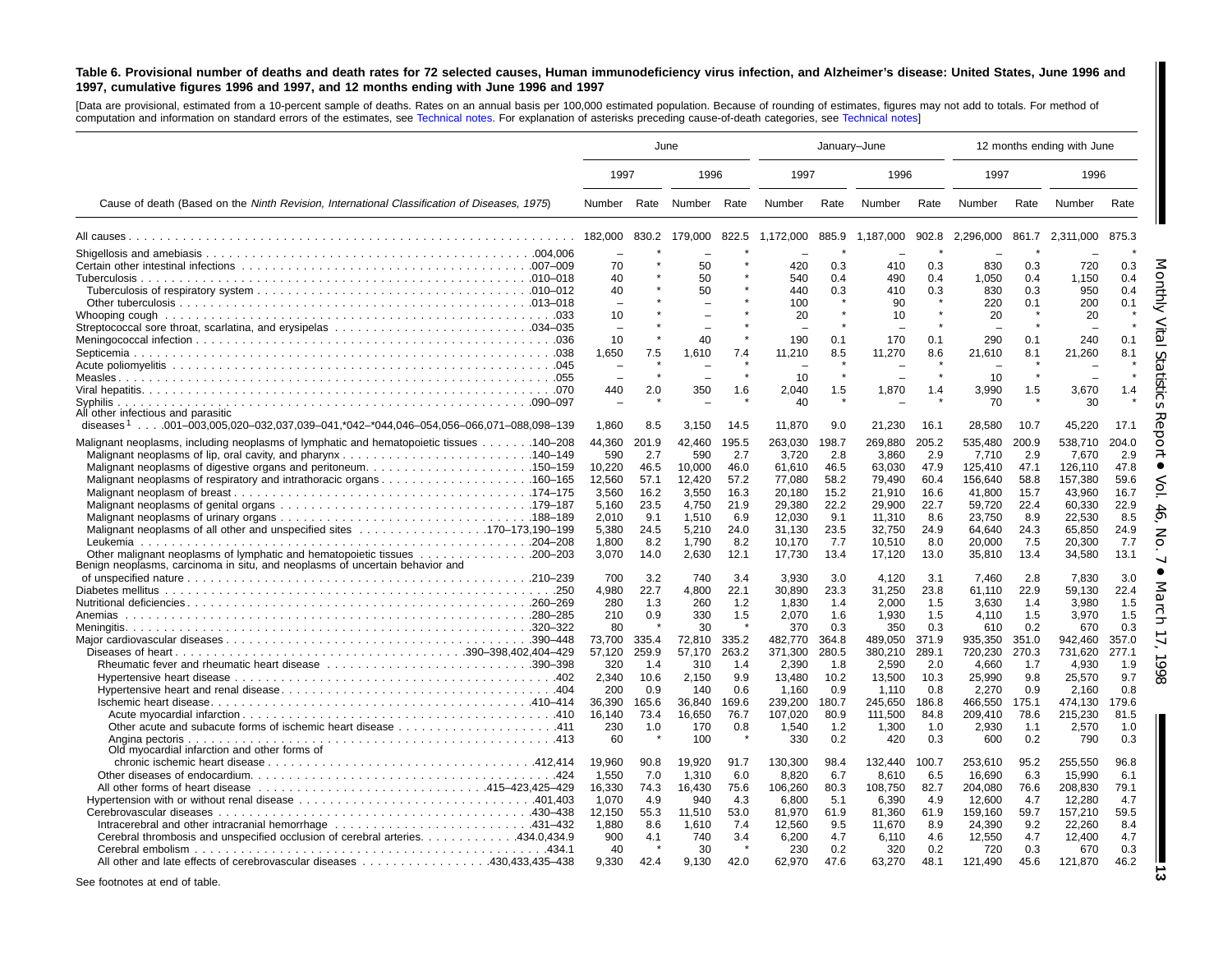**Table 6. Provisional number of deaths and death rates for 72 selected causes, Human immunodeficiency virus infection, and Alzheimer's disease: United States, June 1996 and 1997, cumulative figures 1996 and 1997, and 12 months ending with June 1996 and 1997**

[Data are provisional, estimated from a 10-percent sample of deaths. Rates on an annual basis per 100,000 estimated population. Because of rounding of estimates, figures may not add to totals. For method of computation and information on standard errors of the estimates, see Technical notes. For explanation of asterisks preceding cause-of-death categories, see Technical notes]

| Cause of death (Based on the *Ninth Revision, International Classification of Diseases, 1975*) | June | | | | January–June | | | | 12 months ending with June | | | |
|---|---|---|---|---|---|---|---|---|---|---|---|---|
| | 1997 | | 1996 | | 1997 | | 1996 | | 1997 | | 1996 | |
| | Number | Rate | Number | Rate | Number | Rate | Number | Rate | Number | Rate | Number | Rate |
| All causes | 182,000 | 830.2 | 179,000 | 822.5 | 1,172,000 | 885.9 | 1,187,000 | 902.8 | 2,296,000 | 861.7 | 2,311,000 | 875.3 |
| Shigellosis and amebiasis .004,006 | – | * | – | * | – | * | – | * | – | * | – | * |
| Certain other intestinal infections .007–009 | 70 | * | 50 | * | 420 | 0.3 | 410 | 0.3 | 830 | 0.3 | 720 | 0.3 |
| Tuberculosis .010–018 | 40 | * | 50 | * | 540 | 0.4 | 490 | 0.4 | 1,050 | 0.4 | 1,150 | 0.4 |
| Tuberculosis of respiratory system .010–012 | 40 | * | 50 | * | 440 | 0.3 | 410 | 0.3 | 830 | 0.3 | 950 | 0.4 |
| Other tuberculosis .013–018 | – | * | – | * | 100 | * | 90 | * | 220 | 0.1 | 200 | 0.1 |
| Whooping cough .033 | 10 | * | – | * | 20 | * | 10 | * | 20 | * | 20 | * |
| Streptococcal sore throat, scarlatina, and erysipelas .034–035 | – | * | – | * | – | * | – | * | – | * | – | * |
| Meningococcal infection .036 | 10 | * | 40 | * | 190 | 0.1 | 170 | 0.1 | 290 | 0.1 | 240 | 0.1 |
| Septicemia .038 | 1,650 | 7.5 | 1,610 | 7.4 | 11,210 | 8.5 | 11,270 | 8.6 | 21,610 | 8.1 | 21,260 | 8.1 |
| Acute poliomyelitis .045 | – | * | – | * | – | * | – | * | – | * | – | * |
| Measles .055 | – | * | – | * | 10 | * | – | * | 10 | * | – | * |
| Viral hepatitis .070 | 440 | 2.0 | 350 | 1.6 | 2,040 | 1.5 | 1,870 | 1.4 | 3,990 | 1.5 | 3,670 | 1.4 |
| Syphilis .090–097 | – | * | – | * | 40 | * | – | * | 70 | * | 30 | * |
| All other infectious and parasitic diseases[1] . . . .001–003,005,020–032,037,039–041,*042–*044,046–054,056–066,071–088,098–139 | 1,860 | 8.5 | 3,150 | 14.5 | 11,870 | 9.0 | 21,230 | 16.1 | 28,580 | 10.7 | 45,220 | 17.1 |
| Malignant neoplasms, including neoplasms of lymphatic and hematopoietic tissues .140–208 | 44,360 | 201.9 | 42,460 | 195.5 | 263,030 | 198.7 | 269,880 | 205.2 | 535,480 | 200.9 | 538,710 | 204.0 |
| Malignant neoplasms of lip, oral cavity, and pharynx .140–149 | 590 | 2.7 | 590 | 2.7 | 3,720 | 2.8 | 3,860 | 2.9 | 7,710 | 2.9 | 7,670 | 2.9 |
| Malignant neoplasms of digestive organs and peritoneum .150–159 | 10,220 | 46.5 | 10,000 | 46.0 | 61,610 | 46.5 | 63,030 | 47.9 | 125,410 | 47.1 | 126,110 | 47.8 |
| Malignant neoplasms of respiratory and intrathoracic organs .160–165 | 12,560 | 57.1 | 12,420 | 57.2 | 77,080 | 58.2 | 79,490 | 60.4 | 156,640 | 58.8 | 157,380 | 59.6 |
| Malignant neoplasm of breast .174–175 | 3,560 | 16.2 | 3,550 | 16.3 | 20,180 | 15.2 | 21,910 | 16.6 | 41,800 | 15.7 | 43,960 | 16.7 |
| Malignant neoplasms of genital organs .179–187 | 5,160 | 23.5 | 4,750 | 21.9 | 29,380 | 22.2 | 29,900 | 22.7 | 59,720 | 22.4 | 60,330 | 22.9 |
| Malignant neoplasms of urinary organs .188–189 | 2,010 | 9.1 | 1,510 | 6.9 | 12,030 | 9.1 | 11,310 | 8.6 | 23,750 | 8.9 | 22,530 | 8.5 |
| Malignant neoplasms of all other and unspecified sites .170–173,190–199 | 5,380 | 24.5 | 5,210 | 24.0 | 31,130 | 23.5 | 32,750 | 24.9 | 64,640 | 24.3 | 65,850 | 24.9 |
| Leukemia .204–208 | 1,800 | 8.2 | 1,790 | 8.2 | 10,170 | 7.7 | 10,510 | 8.0 | 20,000 | 7.5 | 20,300 | 7.7 |
| Other malignant neoplasms of lymphatic and hematopoietic tissues .200–203 | 3,070 | 14.0 | 2,630 | 12.1 | 17,730 | 13.4 | 17,120 | 13.0 | 35,810 | 13.4 | 34,580 | 13.1 |
| Benign neoplasms, carcinoma in situ, and neoplasms of uncertain behavior and of unspecified nature .210–239 | 700 | 3.2 | 740 | 3.4 | 3,930 | 3.0 | 4,120 | 3.1 | 7,460 | 2.8 | 7,830 | 3.0 |
| Diabetes mellitus .250 | 4,980 | 22.7 | 4,800 | 22.1 | 30,890 | 23.3 | 31,250 | 23.8 | 61,110 | 22.9 | 59,130 | 22.4 |
| Nutritional deficiencies .260–269 | 280 | 1.3 | 260 | 1.2 | 1,830 | 1.4 | 2,000 | 1.5 | 3,630 | 1.4 | 3,980 | 1.5 |
| Anemias .280–285 | 210 | 0.9 | 330 | 1.5 | 2,070 | 1.6 | 1,930 | 1.5 | 4,110 | 1.5 | 3,970 | 1.5 |
| Meningitis .320–322 | 80 | * | 30 | * | 370 | 0.3 | 350 | 0.3 | 610 | 0.2 | 670 | 0.3 |
| Major cardiovascular diseases .390–448 | 73,700 | 335.4 | 72,810 | 335.2 | 482,770 | 364.8 | 489,050 | 371.9 | 935,350 | 351.0 | 942,460 | 357.0 |
| Diseases of heart .390–398,402,404–429 | 57,120 | 259.9 | 57,170 | 263.2 | 371,300 | 280.5 | 380,210 | 289.1 | 720,230 | 270.3 | 731,620 | 277.1 |
| Rheumatic fever and rheumatic heart disease .390–398 | 320 | 1.4 | 310 | 1.4 | 2,390 | 1.8 | 2,590 | 2.0 | 4,660 | 1.7 | 4,930 | 1.9 |
| Hypertensive heart disease .402 | 2,340 | 10.6 | 2,150 | 9.9 | 13,480 | 10.2 | 13,500 | 10.3 | 25,990 | 9.8 | 25,570 | 9.7 |
| Hypertensive heart and renal disease .404 | 200 | 0.9 | 140 | 0.6 | 1,160 | 0.9 | 1,110 | 0.8 | 2,270 | 0.9 | 2,160 | 0.8 |
| Ischemic heart disease .410–414 | 36,390 | 165.6 | 36,840 | 169.6 | 239,200 | 180.7 | 245,650 | 186.8 | 466,550 | 175.1 | 474,130 | 179.6 |
| Acute myocardial infarction .410 | 16,140 | 73.4 | 16,650 | 76.7 | 107,020 | 80.9 | 111,500 | 84.8 | 209,410 | 78.6 | 215,230 | 81.5 |
| Other acute and subacute forms of ischemic heart disease .411 | 230 | 1.0 | 170 | 0.8 | 1,540 | 1.2 | 1,300 | 1.0 | 2,930 | 1.1 | 2,570 | 1.0 |
| Angina pectoris .413 | 60 | * | 100 | * | 330 | 0.2 | 420 | 0.3 | 600 | 0.2 | 790 | 0.3 |
| Old myocardial infarction and other forms of chronic ischemic heart disease .412,414 | 19,960 | 90.8 | 19,920 | 91.7 | 130,300 | 98.4 | 132,440 | 100.7 | 253,610 | 95.2 | 255,550 | 96.8 |
| Other diseases of endocardium .424 | 1,550 | 7.0 | 1,310 | 6.0 | 8,820 | 6.7 | 8,610 | 6.5 | 16,690 | 6.3 | 15,990 | 6.1 |
| All other forms of heart disease .415–423,425–429 | 16,330 | 74.3 | 16,430 | 75.6 | 106,260 | 80.3 | 108,750 | 82.7 | 204,080 | 76.6 | 208,830 | 79.1 |
| Hypertension with or without renal disease .401,403 | 1,070 | 4.9 | 940 | 4.3 | 6,800 | 5.1 | 6,390 | 4.9 | 12,600 | 4.7 | 12,280 | 4.7 |
| Cerebrovascular diseases .430–438 | 12,150 | 55.3 | 11,510 | 53.0 | 81,970 | 61.9 | 81,360 | 61.9 | 159,160 | 59.7 | 157,210 | 59.5 |
| Intracerebral and other intracranial hemorrhage .431–432 | 1,880 | 8.6 | 1,610 | 7.4 | 12,560 | 9.5 | 11,670 | 8.9 | 24,390 | 9.2 | 22,260 | 8.4 |
| Cerebral thrombosis and unspecified occlusion of cerebral arteries .434.0,434.9 | 900 | 4.1 | 740 | 3.4 | 6,200 | 4.7 | 6,110 | 4.6 | 12,550 | 4.7 | 12,400 | 4.7 |
| Cerebral embolism .434.1 | 40 | * | 30 | * | 230 | 0.2 | 320 | 0.2 | 720 | 0.3 | 670 | 0.3 |
| All other and late effects of cerebrovascular diseases .430,433,435–438 | 9,330 | 42.4 | 9,130 | 42.0 | 62,970 | 47.6 | 63,270 | 48.1 | 121,490 | 45.6 | 121,870 | 46.2 |

See footnotes at end of table.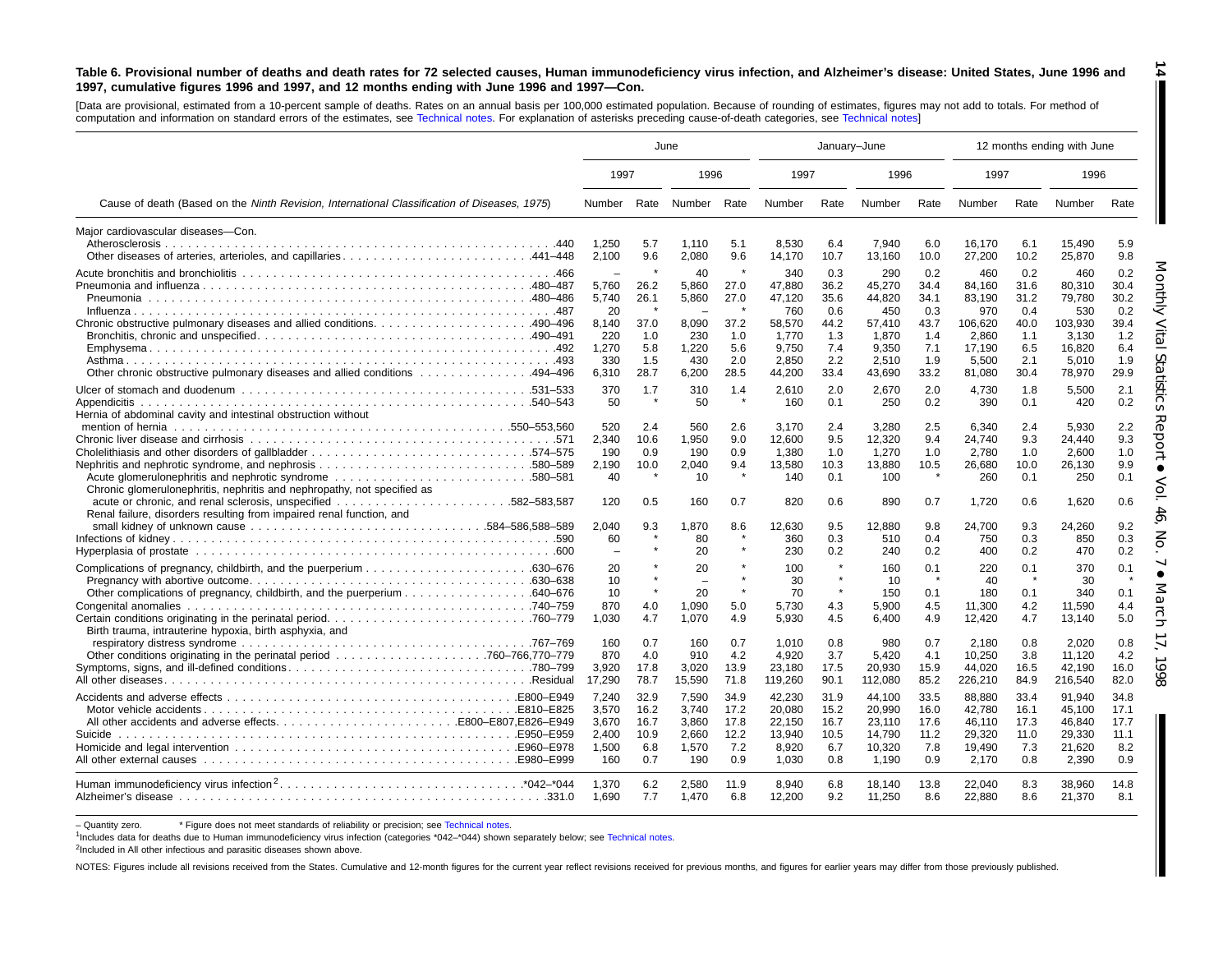**Table 6. Provisional number of deaths and death rates for 72 selected causes, Human immunodeficiency virus infection, and Alzheimer's disease: United States, June 1996 and 1997, cumulative figures 1996 and 1997, and 12 months ending with June 1996 and 1997—Con.**

[Data are provisional, estimated from a 10-percent sample of deaths. Rates on an annual basis per 100,000 estimated population. Because of rounding of estimates, figures may not add to totals. For method of computation and information on standard errors of the estimates, see Technical notes. For explanation of asterisks preceding cause-of-death categories, see Technical notes]

| Cause of death (Based on the *Ninth Revision, International Classification of Diseases, 1975*) | June | | | | January–June | | | | 12 months ending with June | | | |
|---|---|---|---|---|---|---|---|---|---|---|---|---|
| | 1997 | | 1996 | | 1997 | | 1996 | | 1997 | | 1996 | |
| | Number | Rate | Number | Rate | Number | Rate | Number | Rate | Number | Rate | Number | Rate |
| Major cardiovascular diseases—Con. | | | | | | | | | | | | |
| Atherosclerosis .440 | 1,250 | 5.7 | 1,110 | 5.1 | 8,530 | 6.4 | 7,940 | 6.0 | 16,170 | 6.1 | 15,490 | 5.9 |
| Other diseases of arteries, arterioles, and capillaries .441–448 | 2,100 | 9.6 | 2,080 | 9.6 | 14,170 | 10.7 | 13,160 | 10.0 | 27,200 | 10.2 | 25,870 | 9.8 |
| Acute bronchitis and bronchiolitis .466 | – | * | 40 | * | 340 | 0.3 | 290 | 0.2 | 460 | 0.2 | 460 | 0.2 |
| Pneumonia and influenza .480–487 | 5,760 | 26.2 | 5,860 | 27.0 | 47,880 | 36.2 | 45,270 | 34.4 | 84,160 | 31.6 | 80,310 | 30.4 |
| Pneumonia .480–486 | 5,740 | 26.1 | 5,860 | 27.0 | 47,120 | 35.6 | 44,820 | 34.1 | 83,190 | 31.2 | 79,780 | 30.2 |
| Influenza .487 | 20 | * | – | * | 760 | 0.6 | 450 | 0.3 | 970 | 0.4 | 530 | 0.2 |
| Chronic obstructive pulmonary diseases and allied conditions .490–496 | 8,140 | 37.0 | 8,090 | 37.2 | 58,570 | 44.2 | 57,410 | 43.7 | 106,620 | 40.0 | 103,930 | 39.4 |
| Bronchitis, chronic and unspecified .490–491 | 220 | 1.0 | 230 | 1.0 | 1,770 | 1.3 | 1,870 | 1.4 | 2,860 | 1.1 | 3,130 | 1.2 |
| Emphysema .492 | 1,270 | 5.8 | 1,220 | 5.6 | 9,750 | 7.4 | 9,350 | 7.1 | 17,190 | 6.5 | 16,820 | 6.4 |
| Asthma .493 | 330 | 1.5 | 430 | 2.0 | 2,850 | 2.2 | 2,510 | 1.9 | 5,500 | 2.1 | 5,010 | 1.9 |
| Other chronic obstructive pulmonary diseases and allied conditions .494–496 | 6,310 | 28.7 | 6,200 | 28.5 | 44,200 | 33.4 | 43,690 | 33.2 | 81,080 | 30.4 | 78,970 | 29.9 |
| Ulcer of stomach and duodenum .531–533 | 370 | 1.7 | 310 | 1.4 | 2,610 | 2.0 | 2,670 | 2.0 | 4,730 | 1.8 | 5,500 | 2.1 |
| Appendicitis .540–543 | 50 | * | 50 | * | 160 | 0.1 | 250 | 0.2 | 390 | 0.1 | 420 | 0.2 |
| Hernia of abdominal cavity and intestinal obstruction without mention of hernia .550–553,560 | 520 | 2.4 | 560 | 2.6 | 3,170 | 2.4 | 3,280 | 2.5 | 6,340 | 2.4 | 5,930 | 2.2 |
| Chronic liver disease and cirrhosis .571 | 2,340 | 10.6 | 1,950 | 9.0 | 12,600 | 9.5 | 12,320 | 9.4 | 24,740 | 9.3 | 24,440 | 9.3 |
| Cholelithiasis and other disorders of gallbladder .574–575 | 190 | 0.9 | 190 | 0.9 | 1,380 | 1.0 | 1,270 | 1.0 | 2,780 | 1.0 | 2,600 | 1.0 |
| Nephritis, nephrotic syndrome, and nephrosis .580–589 | 2,190 | 10.0 | 2,040 | 9.4 | 13,580 | 10.3 | 13,880 | 10.5 | 26,680 | 10.0 | 26,130 | 9.9 |
| Acute glomerulonephritis and nephrotic syndrome .580–581 | 40 | * | 10 | * | 140 | 0.1 | 100 | * | 260 | 0.1 | 250 | 0.1 |
| Chronic glomerulonephritis, nephritis and nephropathy, not specified as acute or chronic, and renal sclerosis, unspecified .582–583,587 | 120 | 0.5 | 160 | 0.7 | 820 | 0.6 | 890 | 0.7 | 1,720 | 0.6 | 1,620 | 0.6 |
| Renal failure, disorders resulting from impaired renal function, and small kidney of unknown cause .584–586,588–589 | 2,040 | 9.3 | 1,870 | 8.6 | 12,630 | 9.5 | 12,880 | 9.8 | 24,700 | 9.3 | 24,260 | 9.2 |
| Infections of kidney .590 | 60 | * | 80 | * | 360 | 0.3 | 510 | 0.4 | 750 | 0.3 | 850 | 0.3 |
| Hyperplasia of prostate .600 | – | * | 20 | * | 230 | 0.2 | 240 | 0.2 | 400 | 0.2 | 470 | 0.2 |
| Complications of pregnancy, childbirth, and the puerperium .630–676 | 20 | * | 20 | * | 100 | * | 160 | 0.1 | 220 | 0.1 | 370 | 0.1 |
| Pregnancy with abortive outcome .630–638 | 10 | * | – | * | 30 | * | 10 | * | 40 | * | 30 | * |
| Other complications of pregnancy, childbirth, and the puerperium .640–676 | 10 | * | 20 | * | 70 | * | 150 | 0.1 | 180 | 0.1 | 340 | 0.1 |
| Congenital anomalies .740–759 | 870 | 4.0 | 1,090 | 5.0 | 5,730 | 4.3 | 5,900 | 4.5 | 11,300 | 4.2 | 11,590 | 4.4 |
| Certain conditions originating in the perinatal period .760–779 | 1,030 | 4.7 | 1,070 | 4.9 | 5,930 | 4.5 | 6,400 | 4.9 | 12,420 | 4.7 | 13,140 | 5.0 |
| Birth trauma, intrauterine hypoxia, birth asphyxia, and respiratory distress syndrome .767–769 | 160 | 0.7 | 160 | 0.7 | 1,010 | 0.8 | 980 | 0.7 | 2,180 | 0.8 | 2,020 | 0.8 |
| Other conditions originating in the perinatal period .760–766,770–779 | 870 | 4.0 | 910 | 4.2 | 4,920 | 3.7 | 5,420 | 4.1 | 10,250 | 3.8 | 11,120 | 4.2 |
| Symptoms, signs, and ill-defined conditions .780–799 | 3,920 | 17.8 | 3,020 | 13.9 | 23,180 | 17.5 | 20,930 | 15.9 | 44,020 | 16.5 | 42,190 | 16.0 |
| All other diseases .Residual | 17,290 | 78.7 | 15,590 | 71.8 | 119,260 | 90.1 | 112,080 | 85.2 | 226,210 | 84.9 | 216,540 | 82.0 |
| Accidents and adverse effects .E800–E949 | 7,240 | 32.9 | 7,590 | 34.9 | 42,230 | 31.9 | 44,100 | 33.5 | 88,880 | 33.4 | 91,940 | 34.8 |
| Motor vehicle accidents .E810–E825 | 3,570 | 16.2 | 3,740 | 17.2 | 20,080 | 15.2 | 20,990 | 16.0 | 42,780 | 16.1 | 45,100 | 17.1 |
| All other accidents and adverse effects .E800–E807,E826–E949 | 3,670 | 16.7 | 3,860 | 17.8 | 22,150 | 16.7 | 23,110 | 17.6 | 46,110 | 17.3 | 46,840 | 17.7 |
| Suicide .E950–E959 | 2,400 | 10.9 | 2,660 | 12.2 | 13,940 | 10.5 | 14,790 | 11.2 | 29,320 | 11.0 | 29,330 | 11.1 |
| Homicide and legal intervention .E960–E978 | 1,500 | 6.8 | 1,570 | 7.2 | 8,920 | 6.7 | 10,320 | 7.8 | 19,490 | 7.3 | 21,620 | 8.2 |
| All other external causes .E980–E999 | 160 | 0.7 | 190 | 0.9 | 1,030 | 0.8 | 1,190 | 0.9 | 2,170 | 0.8 | 2,390 | 0.9 |
| Human immunodeficiency virus infection[2] .*042–*044 | 1,370 | 6.2 | 2,580 | 11.9 | 8,940 | 6.8 | 18,140 | 13.8 | 22,040 | 8.3 | 38,960 | 14.8 |
| Alzheimer's disease .331.0 | 1,690 | 7.7 | 1,470 | 6.8 | 12,200 | 9.2 | 11,250 | 8.6 | 22,880 | 8.6 | 21,370 | 8.1 |

– Quantity zero. * Figure does not meet standards of reliability or precision; see Technical notes.

[1]Includes data for deaths due to Human immunodeficiency virus infection (categories *042–*044) shown separately below; see Technical notes.

[2]Included in All other infectious and parasitic diseases shown above.

NOTES: Figures include all revisions received from the States. Cumulative and 12-month figures for the current year reflect revisions received for previous months, and figures for earlier years may differ from those previously published.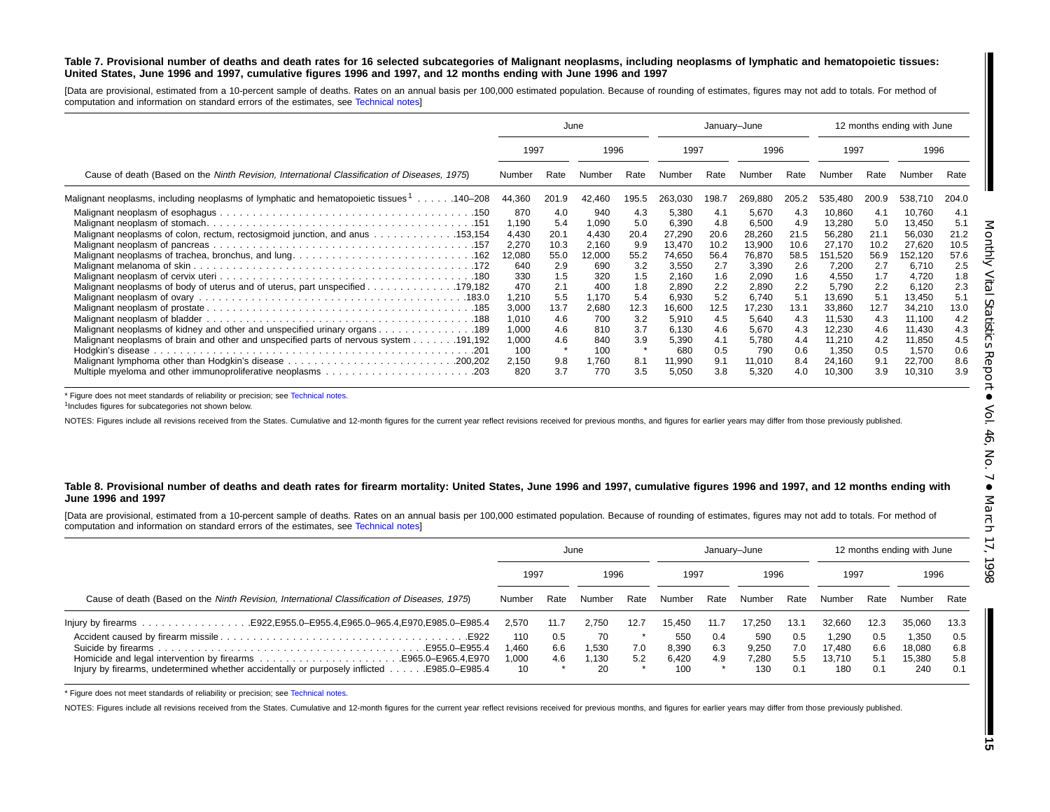**Table 7. Provisional number of deaths and death rates for 16 selected subcategories of Malignant neoplasms, including neoplasms of lymphatic and hematopoietic tissues: United States, June 1996 and 1997, cumulative figures 1996 and 1997, and 12 months ending with June 1996 and 1997**

[Data are provisional, estimated from a 10-percent sample of deaths. Rates on an annual basis per 100,000 estimated population. Because of rounding of estimates, figures may not add to totals. For method of computation and information on standard errors of the estimates, see Technical notes]

| Cause of death (Based on the *Ninth Revision, International Classification of Diseases, 1975*) | June | | | | January–June | | | | 12 months ending with June | | | |
|---|---|---|---|---|---|---|---|---|---|---|---|---|
| | 1997 | | 1996 | | 1997 | | 1996 | | 1997 | | 1996 | |
| | Number | Rate | Number | Rate | Number | Rate | Number | Rate | Number | Rate | Number | Rate |
| Malignant neoplasms, including neoplasms of lymphatic and hematopoietic tissues[1] . . . . . .140–208 | 44,360 | 201.9 | 42,460 | 195.5 | 263,030 | 198.7 | 269,880 | 205.2 | 535,480 | 200.9 | 538,710 | 204.0 |
| Malignant neoplasm of esophagus . . . . .150 | 870 | 4.0 | 940 | 4.3 | 5,380 | 4.1 | 5,670 | 4.3 | 10,860 | 4.1 | 10,760 | 4.1 |
| Malignant neoplasm of stomach. . . . . .151 | 1,190 | 5.4 | 1,090 | 5.0 | 6,390 | 4.8 | 6,500 | 4.9 | 13,280 | 5.0 | 13,450 | 5.1 |
| Malignant neoplasms of colon, rectum, rectosigmoid junction, and anus . . . . . .153,154 | 4,430 | 20.1 | 4,430 | 20.4 | 27,290 | 20.6 | 28,260 | 21.5 | 56,280 | 21.1 | 56,030 | 21.2 |
| Malignant neoplasm of pancreas . . . . . .157 | 2,270 | 10.3 | 2,160 | 9.9 | 13,470 | 10.2 | 13,900 | 10.6 | 27,170 | 10.2 | 27,620 | 10.5 |
| Malignant neoplasms of trachea, bronchus, and lung. . . . . .162 | 12,080 | 55.0 | 12,000 | 55.2 | 74,650 | 56.4 | 76,870 | 58.5 | 151,520 | 56.9 | 152,120 | 57.6 |
| Malignant melanoma of skin . . . . . .172 | 640 | 2.9 | 690 | 3.2 | 3,550 | 2.7 | 3,390 | 2.6 | 7,200 | 2.7 | 6,710 | 2.5 |
| Malignant neoplasm of cervix uteri . . . . . .180 | 330 | 1.5 | 320 | 1.5 | 2,160 | 1.6 | 2,090 | 1.6 | 4,550 | 1.7 | 4,720 | 1.8 |
| Malignant neoplasms of body of uterus and of uterus, part unspecified . . . . . .179,182 | 470 | 2.1 | 400 | 1.8 | 2,890 | 2.2 | 2,890 | 2.2 | 5,790 | 2.2 | 6,120 | 2.3 |
| Malignant neoplasm of ovary . . . . . .183.0 | 1,210 | 5.5 | 1,170 | 5.4 | 6,930 | 5.2 | 6,740 | 5.1 | 13,690 | 5.1 | 13,450 | 5.1 |
| Malignant neoplasm of prostate . . . . . .185 | 3,000 | 13.7 | 2,680 | 12.3 | 16,600 | 12.5 | 17,230 | 13.1 | 33,860 | 12.7 | 34,210 | 13.0 |
| Malignant neoplasm of bladder . . . . . .188 | 1,010 | 4.6 | 700 | 3.2 | 5,910 | 4.5 | 5,640 | 4.3 | 11,530 | 4.3 | 11,100 | 4.2 |
| Malignant neoplasms of kidney and other and unspecified urinary organs . . . . . .189 | 1,000 | 4.6 | 810 | 3.7 | 6,130 | 4.6 | 5,670 | 4.3 | 12,230 | 4.6 | 11,430 | 4.3 |
| Malignant neoplasms of brain and other and unspecified parts of nervous system . . . . . .191,192 | 1,000 | 4.6 | 840 | 3.9 | 5,390 | 4.1 | 5,780 | 4.4 | 11,210 | 4.2 | 11,850 | 4.5 |
| Hodgkin's disease . . . . . .201 | 100 | * | 100 | * | 680 | 0.5 | 790 | 0.6 | 1,350 | 0.5 | 1,570 | 0.6 |
| Malignant lymphoma other than Hodgkin's disease . . . . . .200,202 | 2,150 | 9.8 | 1,760 | 8.1 | 11,990 | 9.1 | 11,010 | 8.4 | 24,160 | 9.1 | 22,700 | 8.6 |
| Multiple myeloma and other immunoproliferative neoplasms . . . . . .203 | 820 | 3.7 | 770 | 3.5 | 5,050 | 3.8 | 5,320 | 4.0 | 10,300 | 3.9 | 10,310 | 3.9 |

* Figure does not meet standards of reliability or precision; see Technical notes.

[1]Includes figures for subcategories not shown below.

NOTES: Figures include all revisions received from the States. Cumulative and 12-month figures for the current year reflect revisions received for previous months, and figures for earlier years may differ from those previously published.

**Table 8. Provisional number of deaths and death rates for firearm mortality: United States, June 1996 and 1997, cumulative figures 1996 and 1997, and 12 months ending with June 1996 and 1997**

[Data are provisional, estimated from a 10-percent sample of deaths. Rates on an annual basis per 100,000 estimated population. Because of rounding of estimates, figures may not add to totals. For method of computation and information on standard errors of the estimates, see Technical notes]

| Cause of death (Based on the *Ninth Revision, International Classification of Diseases, 1975*) | June | | | | January–June | | | | 12 months ending with June | | | |
|---|---|---|---|---|---|---|---|---|---|---|---|---|
| | 1997 | | 1996 | | 1997 | | 1996 | | 1997 | | 1996 | |
| | Number | Rate | Number | Rate | Number | Rate | Number | Rate | Number | Rate | Number | Rate |
| Injury by firearms . . . . . .E922,E955.0–E955.4,E965.0–965.4,E970,E985.0–E985.4 | 2,570 | 11.7 | 2,750 | 12.7 | 15,450 | 11.7 | 17,250 | 13.1 | 32,660 | 12.3 | 35,060 | 13.3 |
| Accident caused by firearm missile . . . . . .E922 | 110 | 0.5 | 70 | * | 550 | 0.4 | 590 | 0.5 | 1,290 | 0.5 | 1,350 | 0.5 |
| Suicide by firearms . . . . . .E955.0–E955.4 | 1,460 | 6.6 | 1,530 | 7.0 | 8,390 | 6.3 | 9,250 | 7.0 | 17,480 | 6.6 | 18,080 | 6.8 |
| Homicide and legal intervention by firearms . . . . . .E965.0–E965.4,E970 | 1,000 | 4.6 | 1,130 | 5.2 | 6,420 | 4.9 | 7,280 | 5.5 | 13,710 | 5.1 | 15,380 | 5.8 |
| Injury by firearms, undetermined whether accidentally or purposely inflicted . . . . . .E985.0–E985.4 | 10 | * | 20 | * | 100 | * | 130 | 0.1 | 180 | 0.1 | 240 | 0.1 |

* Figure does not meet standards of reliability or precision; see Technical notes.

NOTES: Figures include all revisions received from the States. Cumulative and 12-month figures for the current year reflect revisions received for previous months, and figures for earlier years may differ from those previously published.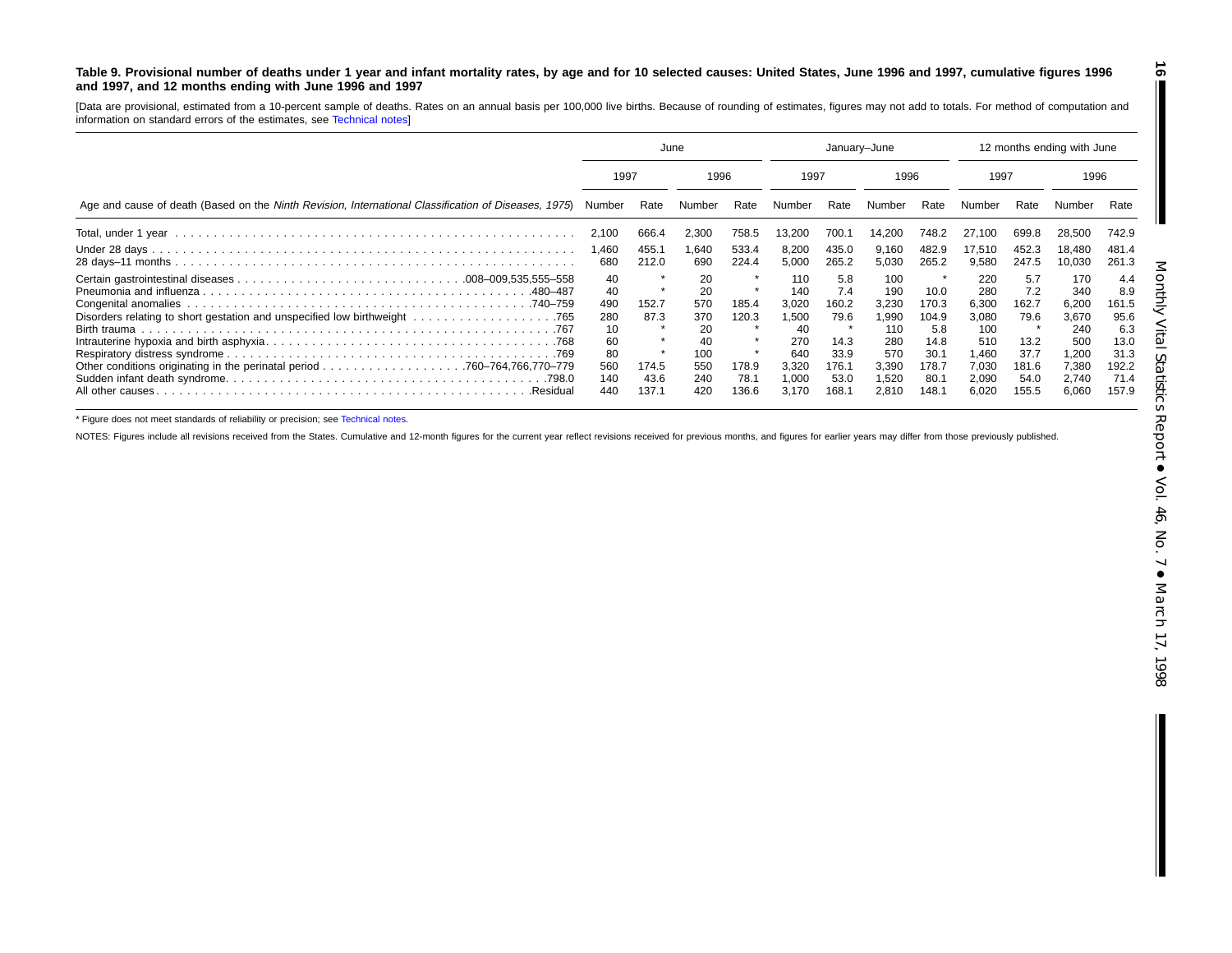**Table 9. Provisional number of deaths under 1 year and infant mortality rates, by age and for 10 selected causes: United States, June 1996 and 1997, cumulative figures 1996 and 1997, and 12 months ending with June 1996 and 1997**

[Data are provisional, estimated from a 10-percent sample of deaths. Rates on an annual basis per 100,000 live births. Because of rounding of estimates, figures may not add to totals. For method of computation and information on standard errors of the estimates, see Technical notes]

| Age and cause of death (Based on the *Ninth Revision, International Classification of Diseases, 1975*) | June | | | | January–June | | | | 12 months ending with June | | | |
|---|---|---|---|---|---|---|---|---|---|---|---|---|
| | 1997 | | 1996 | | 1997 | | 1996 | | 1997 | | 1996 | |
| | Number | Rate | Number | Rate | Number | Rate | Number | Rate | Number | Rate | Number | Rate |
| Total, under 1 year | 2,100 | 666.4 | 2,300 | 758.5 | 13,200 | 700.1 | 14,200 | 748.2 | 27,100 | 699.8 | 28,500 | 742.9 |
| Under 28 days | 1,460 | 455.1 | 1,640 | 533.4 | 8,200 | 435.0 | 9,160 | 482.9 | 17,510 | 452.3 | 18,480 | 481.4 |
| 28 days–11 months | 680 | 212.0 | 690 | 224.4 | 5,000 | 265.2 | 5,030 | 265.2 | 9,580 | 247.5 | 10,030 | 261.3 |
| Certain gastrointestinal diseases .008–009,535,555–558 | 40 | * | 20 | * | 110 | 5.8 | 100 | * | 220 | 5.7 | 170 | 4.4 |
| Pneumonia and influenza .480–487 | 40 | * | 20 | * | 140 | 7.4 | 190 | 10.0 | 280 | 7.2 | 340 | 8.9 |
| Congenital anomalies .740–759 | 490 | 152.7 | 570 | 185.4 | 3,020 | 160.2 | 3,230 | 170.3 | 6,300 | 162.7 | 6,200 | 161.5 |
| Disorders relating to short gestation and unspecified low birthweight .765 | 280 | 87.3 | 370 | 120.3 | 1,500 | 79.6 | 1,990 | 104.9 | 3,080 | 79.6 | 3,670 | 95.6 |
| Birth trauma .767 | 10 | * | 20 | * | 40 | * | 110 | 5.8 | 100 | * | 240 | 6.3 |
| Intrauterine hypoxia and birth asphyxia .768 | 60 | * | 40 | * | 270 | 14.3 | 280 | 14.8 | 510 | 13.2 | 500 | 13.0 |
| Respiratory distress syndrome .769 | 80 | * | 100 | * | 640 | 33.9 | 570 | 30.1 | 1,460 | 37.7 | 1,200 | 31.3 |
| Other conditions originating in the perinatal period .760–764,766,770–779 | 560 | 174.5 | 550 | 178.9 | 3,320 | 176.1 | 3,390 | 178.7 | 7,030 | 181.6 | 7,380 | 192.2 |
| Sudden infant death syndrome .798.0 | 140 | 43.6 | 240 | 78.1 | 1,000 | 53.0 | 1,520 | 80.1 | 2,090 | 54.0 | 2,740 | 71.4 |
| All other causes .Residual | 440 | 137.1 | 420 | 136.6 | 3,170 | 168.1 | 2,810 | 148.1 | 6,020 | 155.5 | 6,060 | 157.9 |

* Figure does not meet standards of reliability or precision; see Technical notes.

NOTES: Figures include all revisions received from the States. Cumulative and 12-month figures for the current year reflect revisions received for previous months, and figures for earlier years may differ from those previously published.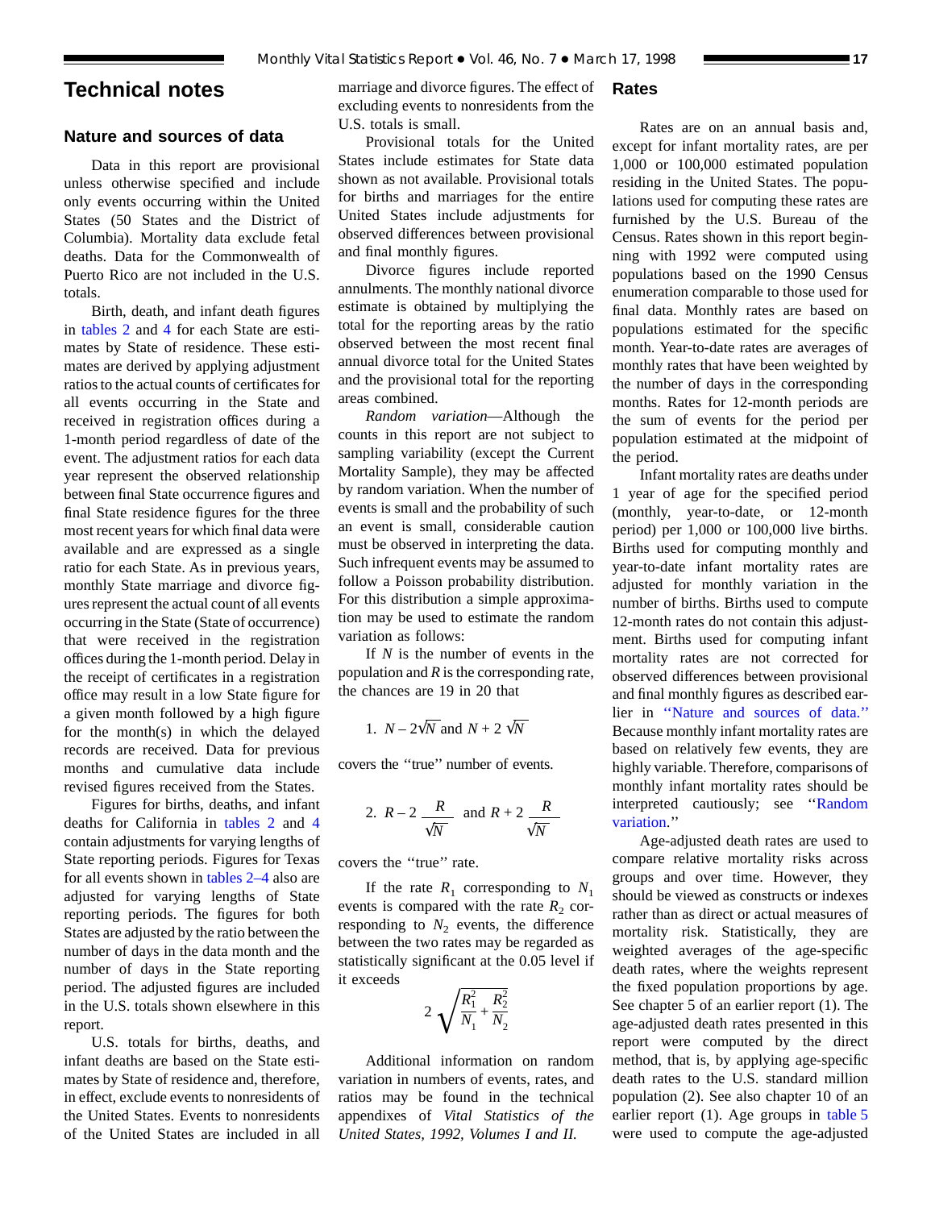# Technical notes

## Nature and sources of data

Data in this report are provisional unless otherwise specified and include only events occurring within the United States (50 States and the District of Columbia). Mortality data exclude fetal deaths. Data for the Commonwealth of Puerto Rico are not included in the U.S. totals.

Birth, death, and infant death figures in tables 2 and 4 for each State are estimates by State of residence. These estimates are derived by applying adjustment ratios to the actual counts of certificates for all events occurring in the State and received in registration offices during a 1-month period regardless of date of the event. The adjustment ratios for each data year represent the observed relationship between final State occurrence figures and final State residence figures for the three most recent years for which final data were available and are expressed as a single ratio for each State. As in previous years, monthly State marriage and divorce figures represent the actual count of all events occurring in the State (State of occurrence) that were received in the registration offices during the 1-month period. Delay in the receipt of certificates in a registration office may result in a low State figure for a given month followed by a high figure for the month(s) in which the delayed records are received. Data for previous months and cumulative data include revised figures received from the States.

Figures for births, deaths, and infant deaths for California in tables 2 and 4 contain adjustments for varying lengths of State reporting periods. Figures for Texas for all events shown in tables 2–4 also are adjusted for varying lengths of State reporting periods. The figures for both States are adjusted by the ratio between the number of days in the data month and the number of days in the State reporting period. The adjusted figures are included in the U.S. totals shown elsewhere in this report.

U.S. totals for births, deaths, and infant deaths are based on the State estimates by State of residence and, therefore, in effect, exclude events to nonresidents of the United States. Events to nonresidents of the United States are included in all marriage and divorce figures. The effect of excluding events to nonresidents from the U.S. totals is small.

Provisional totals for the United States include estimates for State data shown as not available. Provisional totals for births and marriages for the entire United States include adjustments for observed differences between provisional and final monthly figures.

Divorce figures include reported annulments. The monthly national divorce estimate is obtained by multiplying the total for the reporting areas by the ratio observed between the most recent final annual divorce total for the United States and the provisional total for the reporting areas combined.

*Random variation*—Although the counts in this report are not subject to sampling variability (except the Current Mortality Sample), they may be affected by random variation. When the number of events is small and the probability of such an event is small, considerable caution must be observed in interpreting the data. Such infrequent events may be assumed to follow a Poisson probability distribution. For this distribution a simple approximation may be used to estimate the random variation as follows:

If $N$ is the number of events in the population and $R$ is the corresponding rate, the chances are 19 in 20 that

1. $N - 2\sqrt{N}$ and $N + 2\sqrt{N}$

covers the ''true'' number of events.

2. $R - 2\dfrac{R}{\sqrt{N}}$ and $R + 2\dfrac{R}{\sqrt{N}}$

covers the ''true'' rate.

If the rate $R_1$ corresponding to $N_1$ events is compared with the rate $R_2$ corresponding to $N_2$ events, the difference between the two rates may be regarded as statistically significant at the 0.05 level if it exceeds

$$2\sqrt{\frac{R_1^2}{N_1} + \frac{R_2^2}{N_2}}$$

Additional information on random variation in numbers of events, rates, and ratios may be found in the technical appendixes of *Vital Statistics of the United States, 1992, Volumes I and II.*

## Rates

Rates are on an annual basis and, except for infant mortality rates, are per 1,000 or 100,000 estimated population residing in the United States. The populations used for computing these rates are furnished by the U.S. Bureau of the Census. Rates shown in this report beginning with 1992 were computed using populations based on the 1990 Census enumeration comparable to those used for final data. Monthly rates are based on populations estimated for the specific month. Year-to-date rates are averages of monthly rates that have been weighted by the number of days in the corresponding months. Rates for 12-month periods are the sum of events for the period per population estimated at the midpoint of the period.

Infant mortality rates are deaths under 1 year of age for the specified period (monthly, year-to-date, or 12-month period) per 1,000 or 100,000 live births. Births used for computing monthly and year-to-date infant mortality rates are adjusted for monthly variation in the number of births. Births used to compute 12-month rates do not contain this adjustment. Births used for computing infant mortality rates are not corrected for observed differences between provisional and final monthly figures as described earlier in ''Nature and sources of data.'' Because monthly infant mortality rates are based on relatively few events, they are highly variable. Therefore, comparisons of monthly infant mortality rates should be interpreted cautiously; see ''Random variation.''

Age-adjusted death rates are used to compare relative mortality risks across groups and over time. However, they should be viewed as constructs or indexes rather than as direct or actual measures of mortality risk. Statistically, they are weighted averages of the age-specific death rates, where the weights represent the fixed population proportions by age. See chapter 5 of an earlier report (1). The age-adjusted death rates presented in this report were computed by the direct method, that is, by applying age-specific death rates to the U.S. standard million population (2). See also chapter 10 of an earlier report (1). Age groups in table 5 were used to compute the age-adjusted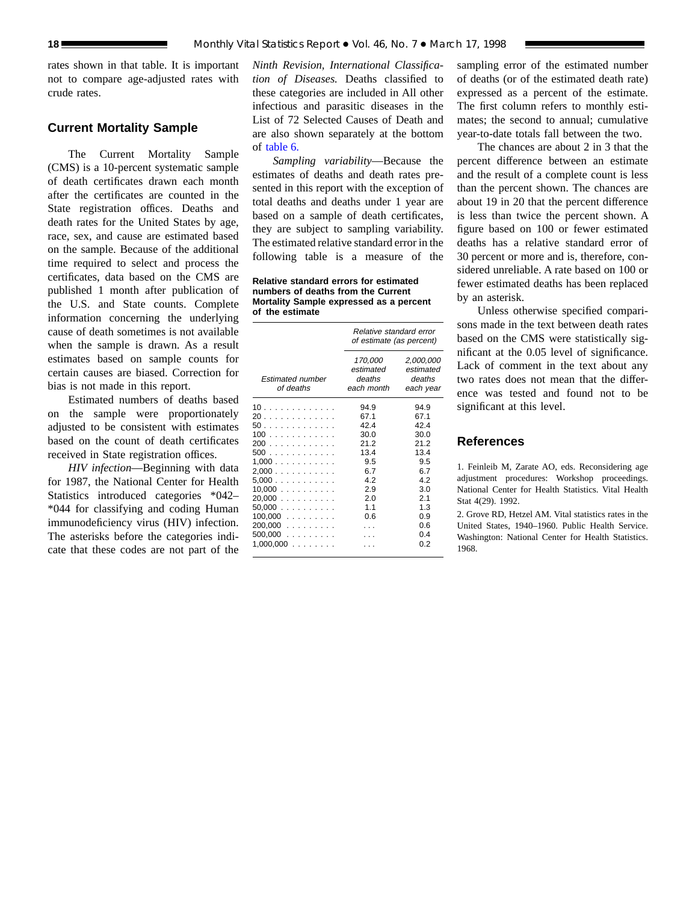rates shown in that table. It is important not to compare age-adjusted rates with crude rates.

## Current Mortality Sample

The Current Mortality Sample (CMS) is a 10-percent systematic sample of death certificates drawn each month after the certificates are counted in the State registration offices. Deaths and death rates for the United States by age, race, sex, and cause are estimated based on the sample. Because of the additional time required to select and process the certificates, data based on the CMS are published 1 month after publication of the U.S. and State counts. Complete information concerning the underlying cause of death sometimes is not available when the sample is drawn. As a result estimates based on sample counts for certain causes are biased. Correction for bias is not made in this report.

Estimated numbers of deaths based on the sample were proportionately adjusted to be consistent with estimates based on the count of death certificates received in State registration offices.

*HIV infection*—Beginning with data for 1987, the National Center for Health Statistics introduced categories *042–*044 for classifying and coding Human immunodeficiency virus (HIV) infection. The asterisks before the categories indicate that these codes are not part of the *Ninth Revision, International Classification of Diseases.* Deaths classified to these categories are included in All other infectious and parasitic diseases in the List of 72 Selected Causes of Death and are also shown separately at the bottom of table 6.

*Sampling variability*—Because the estimates of deaths and death rates presented in this report with the exception of total deaths and deaths under 1 year are based on a sample of death certificates, they are subject to sampling variability. The estimated relative standard error in the following table is a measure of the sampling error of the estimated number of deaths (or of the estimated death rate) expressed as a percent of the estimate. The first column refers to monthly estimates; the second to annual; cumulative year-to-date totals fall between the two.

**Relative standard errors for estimated numbers of deaths from the Current Mortality Sample expressed as a percent of the estimate**

| Estimated number of deaths | Relative standard error of estimate (as percent) | |
|---|---|---|
| | 170,000 estimated deaths each month | 2,000,000 estimated deaths each year |
| 10 | 94.9 | 94.9 |
| 20 | 67.1 | 67.1 |
| 50 | 42.4 | 42.4 |
| 100 | 30.0 | 30.0 |
| 200 | 21.2 | 21.2 |
| 500 | 13.4 | 13.4 |
| 1,000 | 9.5 | 9.5 |
| 2,000 | 6.7 | 6.7 |
| 5,000 | 4.2 | 4.2 |
| 10,000 | 2.9 | 3.0 |
| 20,000 | 2.0 | 2.1 |
| 50,000 | 1.1 | 1.3 |
| 100,000 | 0.6 | 0.9 |
| 200,000 | . . . | 0.6 |
| 500,000 | . . . | 0.4 |
| 1,000,000 | . . . | 0.2 |

The chances are about 2 in 3 that the percent difference between an estimate and the result of a complete count is less than the percent shown. The chances are about 19 in 20 that the percent difference is less than twice the percent shown. A figure based on 100 or fewer estimated deaths has a relative standard error of 30 percent or more and is, therefore, considered unreliable. A rate based on 100 or fewer estimated deaths has been replaced by an asterisk.

Unless otherwise specified comparisons made in the text between death rates based on the CMS were statistically significant at the 0.05 level of significance. Lack of comment in the text about any two rates does not mean that the difference was tested and found not to be significant at this level.

## References

1. Feinleib M, Zarate AO, eds. Reconsidering age adjustment procedures: Workshop proceedings. National Center for Health Statistics. Vital Health Stat 4(29). 1992.

2. Grove RD, Hetzel AM. Vital statistics rates in the United States, 1940–1960. Public Health Service. Washington: National Center for Health Statistics. 1968.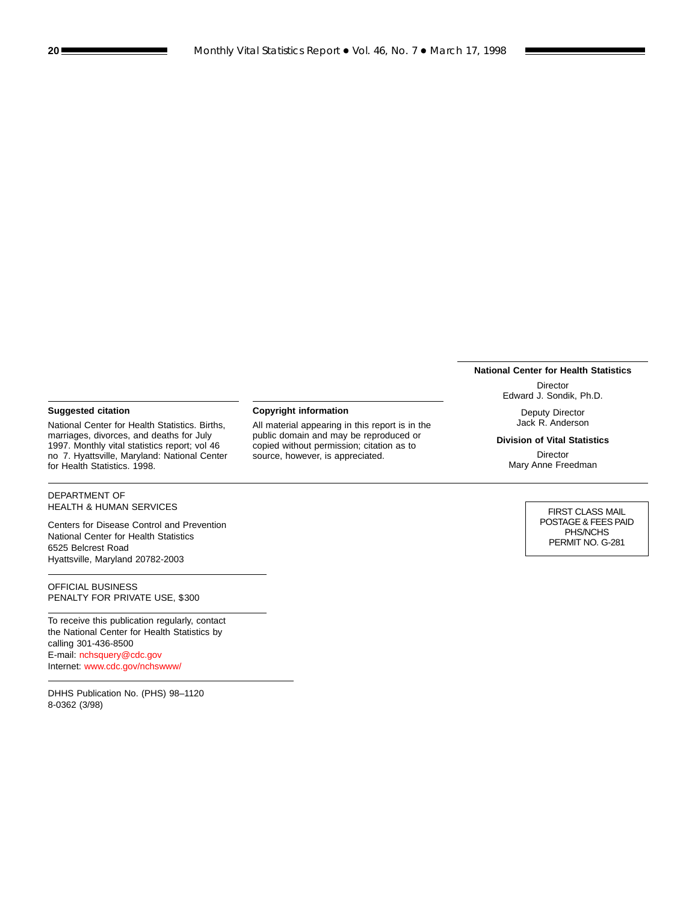**National Center for Health Statistics**

Director
Edward J. Sondik, Ph.D.

Deputy Director
Jack R. Anderson

**Division of Vital Statistics**

Director
Mary Anne Freedman

**Suggested citation**

National Center for Health Statistics. Births, marriages, divorces, and deaths for July 1997. Monthly vital statistics report; vol 46 no 7. Hyattsville, Maryland: National Center for Health Statistics. 1998.

**Copyright information**

All material appearing in this report is in the public domain and may be reproduced or copied without permission; citation as to source, however, is appreciated.

DEPARTMENT OF
HEALTH & HUMAN SERVICES

Centers for Disease Control and Prevention
National Center for Health Statistics
6525 Belcrest Road
Hyattsville, Maryland 20782-2003

FIRST CLASS MAIL
POSTAGE & FEES PAID
PHS/NCHS
PERMIT NO. G-281

OFFICIAL BUSINESS
PENALTY FOR PRIVATE USE, $300

To receive this publication regularly, contact the National Center for Health Statistics by calling 301-436-8500
E-mail: nchsquery@cdc.gov
Internet: www.cdc.gov/nchswww/

DHHS Publication No. (PHS) 98–1120
8-0362 (3/98)